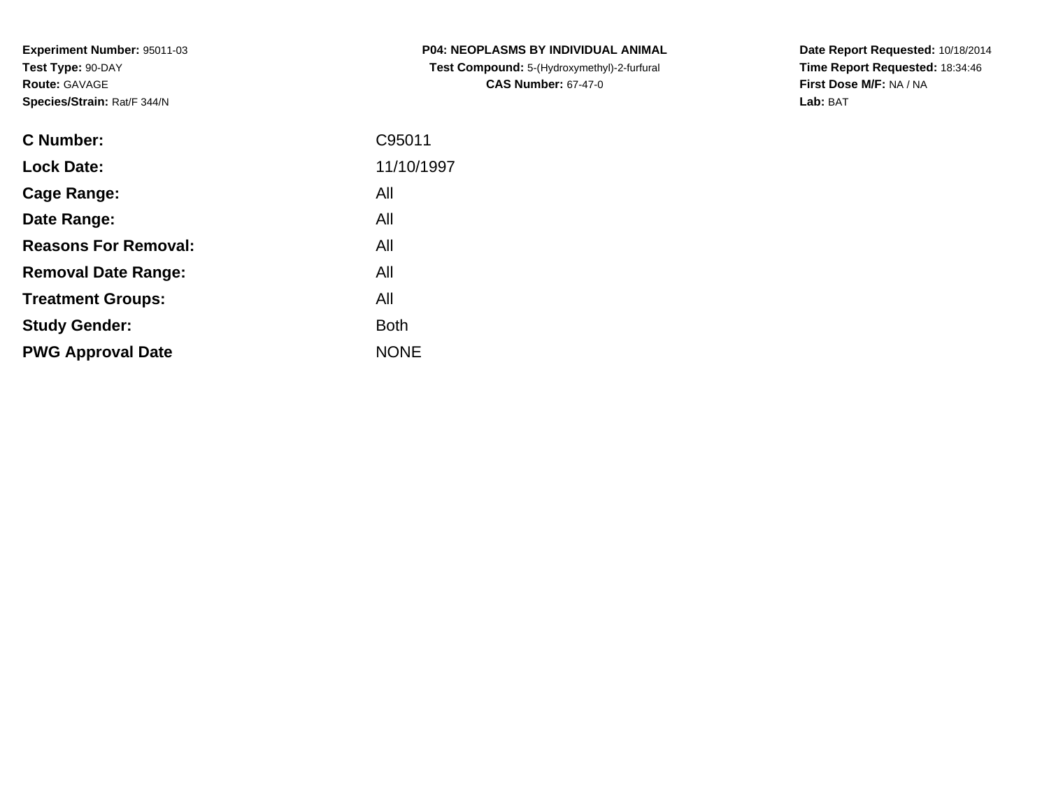**Experiment Number:** 95011-03
**Test Type:** 90-DAY
**Route:** GAVAGE
**Species/Strain:** Rat/F 344/N

**P04: NEOPLASMS BY INDIVIDUAL ANIMAL**
**Test Compound:** 5-(Hydroxymethyl)-2-furfural
**CAS Number:** 67-47-0

**Date Report Requested:** 10/18/2014
**Time Report Requested:** 18:34:46
**First Dose M/F:** NA / NA
**Lab:** BAT

| | |
|---|---|
| **C Number:** | C95011 |
| **Lock Date:** | 11/10/1997 |
| **Cage Range:** | All |
| **Date Range:** | All |
| **Reasons For Removal:** | All |
| **Removal Date Range:** | All |
| **Treatment Groups:** | All |
| **Study Gender:** | Both |
| **PWG Approval Date** | NONE |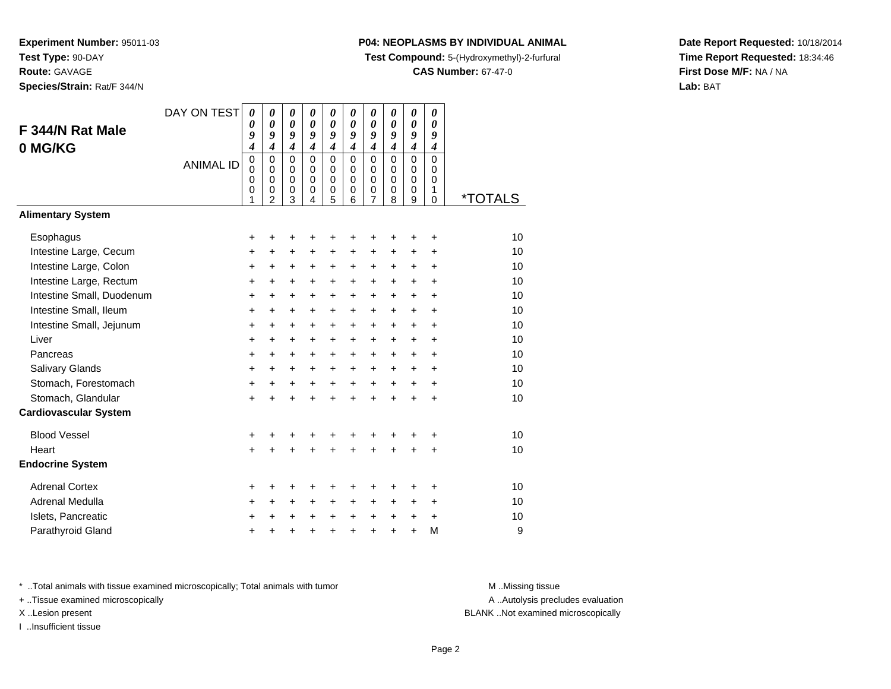**Experiment Number:** 95011-03
**Test Type:** 90-DAY
**Route:** GAVAGE
**Species/Strain:** Rat/F 344/N

**P04: NEOPLASMS BY INDIVIDUAL ANIMAL**
**Test Compound:** 5-(Hydroxymethyl)-2-furfural
**CAS Number:** 67-47-0

**Date Report Requested:** 10/18/2014
**Time Report Requested:** 18:34:46
**First Dose M/F:** NA / NA
**Lab:** BAT

## F 344/N Rat Male
## 0 MG/KG

| DAY ON TEST | 0094 | 0094 | 0094 | 0094 | 0094 | 0094 | 0094 | 0094 | 0094 | 0094 | |
|---|---|---|---|---|---|---|---|---|---|---|---|
| ANIMAL ID | 00001 | 00002 | 00003 | 00004 | 00005 | 00006 | 00007 | 00008 | 00009 | 00010 | *TOTALS |
| **Alimentary System** | | | | | | | | | | | |
| Esophagus | + | + | + | + | + | + | + | + | + | + | 10 |
| Intestine Large, Cecum | + | + | + | + | + | + | + | + | + | + | 10 |
| Intestine Large, Colon | + | + | + | + | + | + | + | + | + | + | 10 |
| Intestine Large, Rectum | + | + | + | + | + | + | + | + | + | + | 10 |
| Intestine Small, Duodenum | + | + | + | + | + | + | + | + | + | + | 10 |
| Intestine Small, Ileum | + | + | + | + | + | + | + | + | + | + | 10 |
| Intestine Small, Jejunum | + | + | + | + | + | + | + | + | + | + | 10 |
| Liver | + | + | + | + | + | + | + | + | + | + | 10 |
| Pancreas | + | + | + | + | + | + | + | + | + | + | 10 |
| Salivary Glands | + | + | + | + | + | + | + | + | + | + | 10 |
| Stomach, Forestomach | + | + | + | + | + | + | + | + | + | + | 10 |
| Stomach, Glandular | + | + | + | + | + | + | + | + | + | + | 10 |
| **Cardiovascular System** | | | | | | | | | | | |
| Blood Vessel | + | + | + | + | + | + | + | + | + | + | 10 |
| Heart | + | + | + | + | + | + | + | + | + | + | 10 |
| **Endocrine System** | | | | | | | | | | | |
| Adrenal Cortex | + | + | + | + | + | + | + | + | + | + | 10 |
| Adrenal Medulla | + | + | + | + | + | + | + | + | + | + | 10 |
| Islets, Pancreatic | + | + | + | + | + | + | + | + | + | + | 10 |
| Parathyroid Gland | + | + | + | + | + | + | + | + | + | M | 9 |

* ..Total animals with tissue examined microscopically; Total animals with tumor
+ ..Tissue examined microscopically
X ..Lesion present
I ..Insufficient tissue

M ..Missing tissue
A ..Autolysis precludes evaluation
BLANK ..Not examined microscopically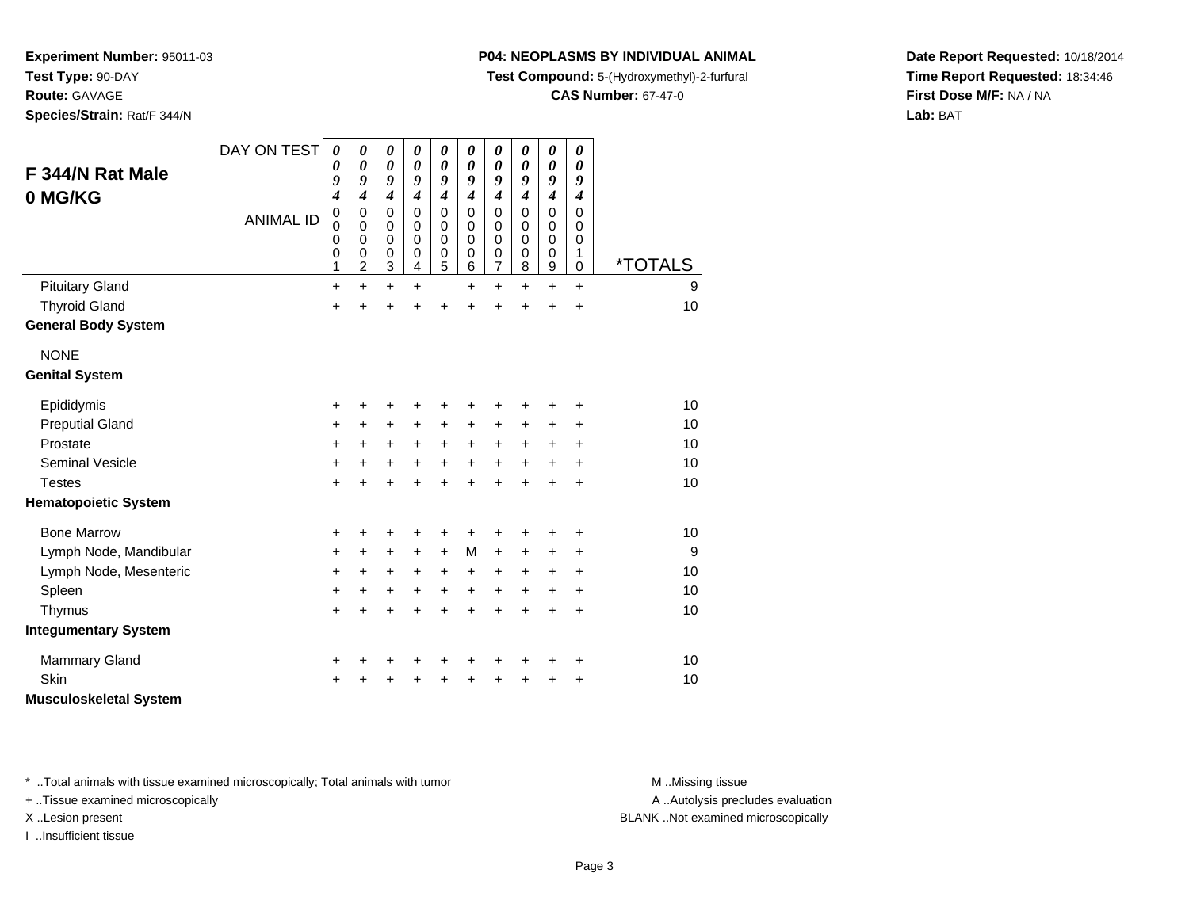**Experiment Number:** 95011-03
**Test Type:** 90-DAY
**Route:** GAVAGE
**Species/Strain:** Rat/F 344/N

**P04: NEOPLASMS BY INDIVIDUAL ANIMAL**
**Test Compound:** 5-(Hydroxymethyl)-2-furfural
**CAS Number:** 67-47-0

**Date Report Requested:** 10/18/2014
**Time Report Requested:** 18:34:46
**First Dose M/F:** NA / NA
**Lab:** BAT

## F 344/N Rat Male 0 MG/KG

| DAY ON TEST | 0094 | 0094 | 0094 | 0094 | 0094 | 0094 | 0094 | 0094 | 0094 | 0094 | |
|---|---|---|---|---|---|---|---|---|---|---|---|
| ANIMAL ID | 00001 | 00002 | 00003 | 00004 | 00005 | 00006 | 00007 | 00008 | 00009 | 00010 | *TOTALS |
| Pituitary Gland | + | + | + | + | | + | + | + | + | + | 9 |
| Thyroid Gland | + | + | + | + | + | + | + | + | + | + | 10 |
| **General Body System** | | | | | | | | | | | |
| NONE | | | | | | | | | | | |
| **Genital System** | | | | | | | | | | | |
| Epididymis | + | + | + | + | + | + | + | + | + | + | 10 |
| Preputial Gland | + | + | + | + | + | + | + | + | + | + | 10 |
| Prostate | + | + | + | + | + | + | + | + | + | + | 10 |
| Seminal Vesicle | + | + | + | + | + | + | + | + | + | + | 10 |
| Testes | + | + | + | + | + | + | + | + | + | + | 10 |
| **Hematopoietic System** | | | | | | | | | | | |
| Bone Marrow | + | + | + | + | + | + | + | + | + | + | 10 |
| Lymph Node, Mandibular | + | + | + | + | + | M | + | + | + | + | 9 |
| Lymph Node, Mesenteric | + | + | + | + | + | + | + | + | + | + | 10 |
| Spleen | + | + | + | + | + | + | + | + | + | + | 10 |
| Thymus | + | + | + | + | + | + | + | + | + | + | 10 |
| **Integumentary System** | | | | | | | | | | | |
| Mammary Gland | + | + | + | + | + | + | + | + | + | + | 10 |
| Skin | + | + | + | + | + | + | + | + | + | + | 10 |
| **Musculoskeletal System** | | | | | | | | | | | |

\* ..Total animals with tissue examined microscopically; Total animals with tumor
+ ..Tissue examined microscopically
X ..Lesion present
I ..Insufficient tissue

M ..Missing tissue
A ..Autolysis precludes evaluation
BLANK ..Not examined microscopically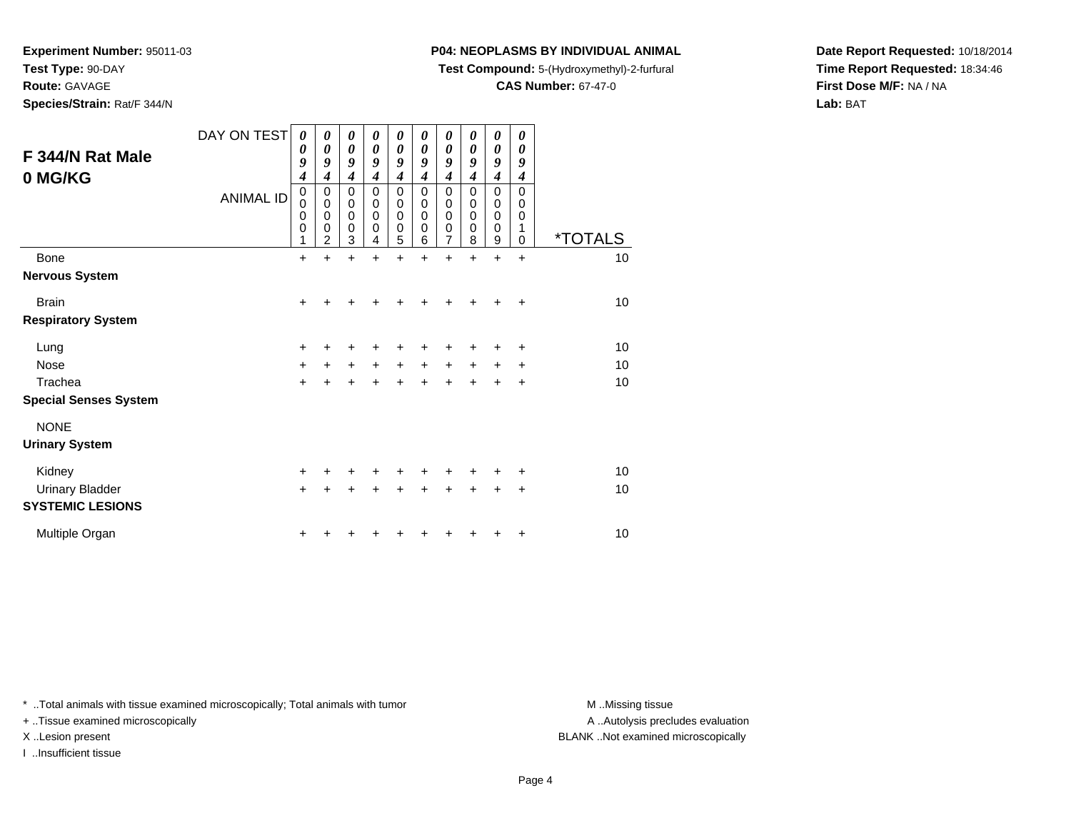**Experiment Number:** 95011-03
**Test Type:** 90-DAY
**Route:** GAVAGE
**Species/Strain:** Rat/F 344/N

**P04: NEOPLASMS BY INDIVIDUAL ANIMAL**
**Test Compound:** 5-(Hydroxymethyl)-2-furfural
**CAS Number:** 67-47-0

**Date Report Requested:** 10/18/2014
**Time Report Requested:** 18:34:46
**First Dose M/F:** NA / NA
**Lab:** BAT

## F 344/N Rat Male
## 0 MG/KG

| DAY ON TEST | 0094 | 0094 | 0094 | 0094 | 0094 | 0094 | 0094 | 0094 | 0094 | 0094 | |
|---|---|---|---|---|---|---|---|---|---|---|---|
| ANIMAL ID | 00001 | 00002 | 00003 | 00004 | 00005 | 00006 | 00007 | 00008 | 00009 | 00010 | *TOTALS |
| Bone | + | + | + | + | + | + | + | + | + | + | 10 |
| **Nervous System** | | | | | | | | | | | |
| Brain | + | + | + | + | + | + | + | + | + | + | 10 |
| **Respiratory System** | | | | | | | | | | | |
| Lung | + | + | + | + | + | + | + | + | + | + | 10 |
| Nose | + | + | + | + | + | + | + | + | + | + | 10 |
| Trachea | + | + | + | + | + | + | + | + | + | + | 10 |
| **Special Senses System** | | | | | | | | | | | |
| NONE | | | | | | | | | | | |
| **Urinary System** | | | | | | | | | | | |
| Kidney | + | + | + | + | + | + | + | + | + | + | 10 |
| Urinary Bladder | + | + | + | + | + | + | + | + | + | + | 10 |
| **SYSTEMIC LESIONS** | | | | | | | | | | | |
| Multiple Organ | + | + | + | + | + | + | + | + | + | + | 10 |

* ..Total animals with tissue examined microscopically; Total animals with tumor
+ ..Tissue examined microscopically
X ..Lesion present
I ..Insufficient tissue

M ..Missing tissue
A ..Autolysis precludes evaluation
BLANK ..Not examined microscopically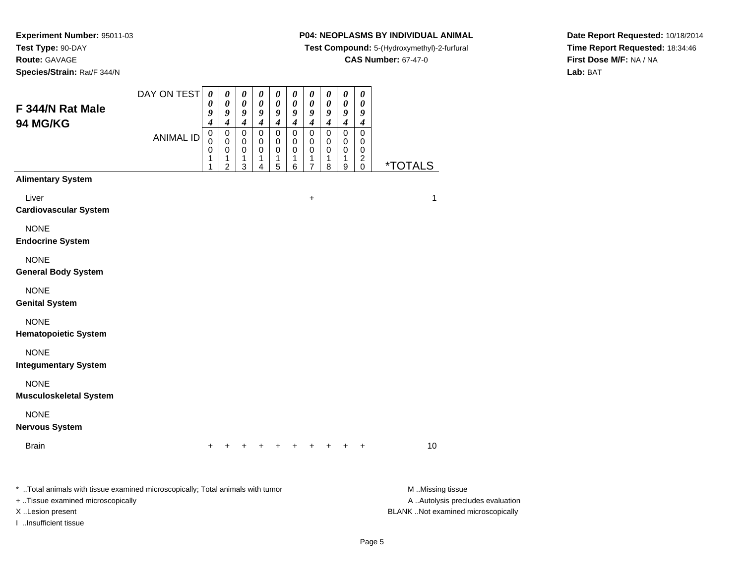**Experiment Number:** 95011-03
**Test Type:** 90-DAY
**Route:** GAVAGE
**Species/Strain:** Rat/F 344/N

**P04: NEOPLASMS BY INDIVIDUAL ANIMAL**
**Test Compound:** 5-(Hydroxymethyl)-2-furfural
**CAS Number:** 67-47-0

**Date Report Requested:** 10/18/2014
**Time Report Requested:** 18:34:46
**First Dose M/F:** NA / NA
**Lab:** BAT

## F 344/N Rat Male
## 94 MG/KG

| DAY ON TEST | 0094 | 0094 | 0094 | 0094 | 0094 | 0094 | 0094 | 0094 | 0094 | 0094 | |
|---|---|---|---|---|---|---|---|---|---|---|---|
| ANIMAL ID | 00011 | 00012 | 00013 | 00014 | 00015 | 00016 | 00017 | 00018 | 00019 | 00020 | *TOTALS |
| **Alimentary System** | | | | | | | | | | | |
| Liver | | | | | | | + | | | | 1 |
| **Cardiovascular System** | | | | | | | | | | | |
| NONE | | | | | | | | | | | |
| **Endocrine System** | | | | | | | | | | | |
| NONE | | | | | | | | | | | |
| **General Body System** | | | | | | | | | | | |
| NONE | | | | | | | | | | | |
| **Genital System** | | | | | | | | | | | |
| NONE | | | | | | | | | | | |
| **Hematopoietic System** | | | | | | | | | | | |
| NONE | | | | | | | | | | | |
| **Integumentary System** | | | | | | | | | | | |
| NONE | | | | | | | | | | | |
| **Musculoskeletal System** | | | | | | | | | | | |
| NONE | | | | | | | | | | | |
| **Nervous System** | | | | | | | | | | | |
| Brain | + | + | + | + | + | + | + | + | + | + | 10 |

* ..Total animals with tissue examined microscopically; Total animals with tumor
+ ..Tissue examined microscopically
X ..Lesion present
I ..Insufficient tissue

M ..Missing tissue
A ..Autolysis precludes evaluation
BLANK ..Not examined microscopically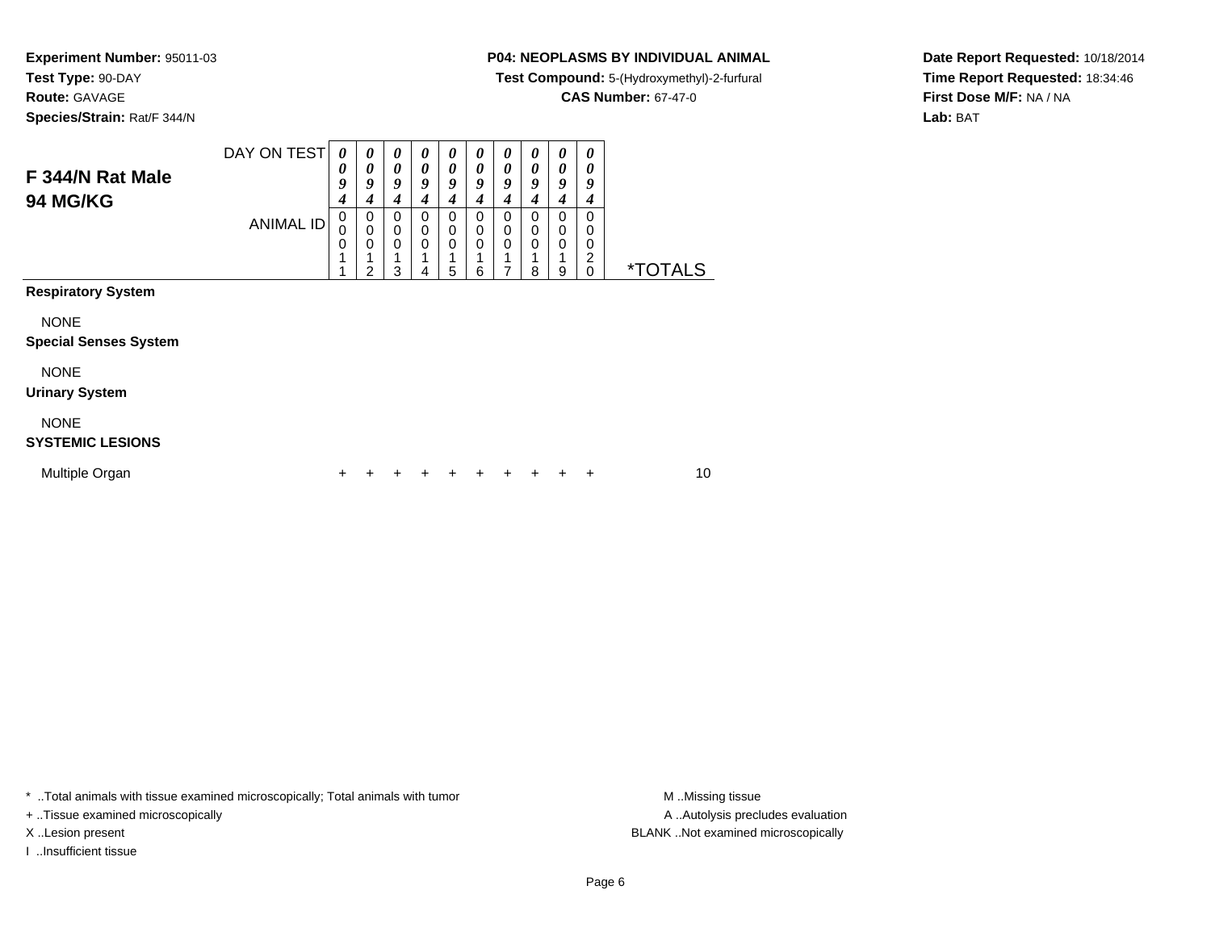**Experiment Number:** 95011-03
**Test Type:** 90-DAY
**Route:** GAVAGE
**Species/Strain:** Rat/F 344/N

**P04: NEOPLASMS BY INDIVIDUAL ANIMAL**
**Test Compound:** 5-(Hydroxymethyl)-2-furfural
**CAS Number:** 67-47-0

**Date Report Requested:** 10/18/2014
**Time Report Requested:** 18:34:46
**First Dose M/F:** NA / NA
**Lab:** BAT

## F 344/N Rat Male 94 MG/KG

| DAY ON TEST | 0094 | 0094 | 0094 | 0094 | 0094 | 0094 | 0094 | 0094 | 0094 | 0094 | |
|---|---|---|---|---|---|---|---|---|---|---|---|
| ANIMAL ID | 00011 | 00012 | 00013 | 00014 | 00015 | 00016 | 00017 | 00018 | 00019 | 00020 | *TOTALS |
| **Respiratory System** | | | | | | | | | | | |
| NONE | | | | | | | | | | | |
| **Special Senses System** | | | | | | | | | | | |
| NONE | | | | | | | | | | | |
| **Urinary System** | | | | | | | | | | | |
| NONE | | | | | | | | | | | |
| **SYSTEMIC LESIONS** | | | | | | | | | | | |
| Multiple Organ | + | + | + | + | + | + | + | + | + | + | 10 |

* ..Total animals with tissue examined microscopically; Total animals with tumor
+ ..Tissue examined microscopically
X ..Lesion present
I ..Insufficient tissue

M ..Missing tissue
A ..Autolysis precludes evaluation
BLANK ..Not examined microscopically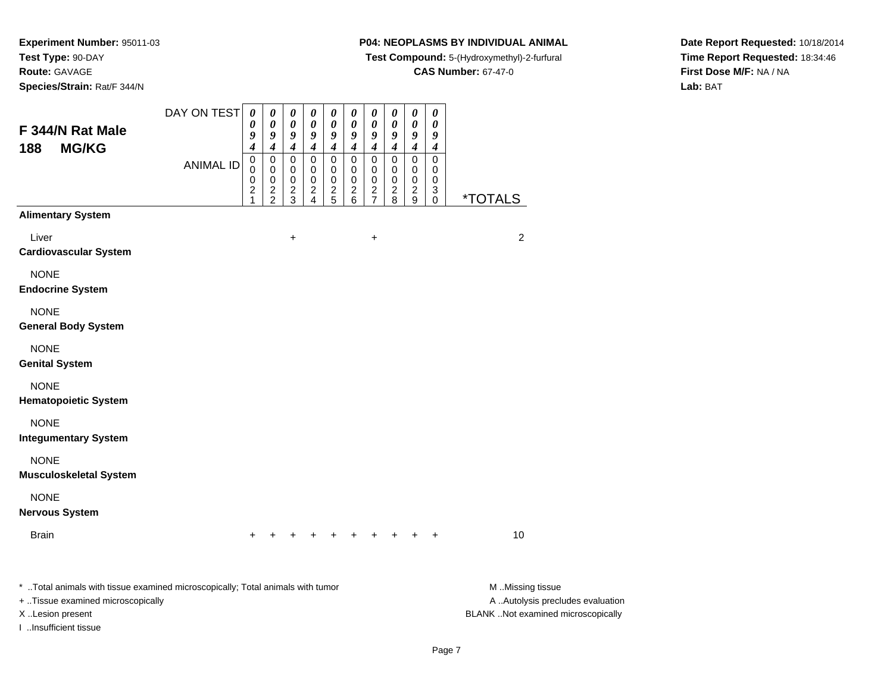**Experiment Number:** 95011-03
**Test Type:** 90-DAY
**Route:** GAVAGE
**Species/Strain:** Rat/F 344/N

**P04: NEOPLASMS BY INDIVIDUAL ANIMAL**
**Test Compound:** 5-(Hydroxymethyl)-2-furfural
**CAS Number:** 67-47-0

**Date Report Requested:** 10/18/2014
**Time Report Requested:** 18:34:46
**First Dose M/F:** NA / NA
**Lab:** BAT

## F 344/N Rat Male
## 188 MG/KG

| DAY ON TEST | 0094 | 0094 | 0094 | 0094 | 0094 | 0094 | 0094 | 0094 | 0094 | 0094 | |
|---|---|---|---|---|---|---|---|---|---|---|---|
| **ANIMAL ID** | 00021 | 00022 | 00023 | 00024 | 00025 | 00026 | 00027 | 00028 | 00029 | 00030 | ***TOTALS** |
| **Alimentary System** | | | | | | | | | | | |
| Liver | | | + | | | | + | | | | 2 |
| **Cardiovascular System** | | | | | | | | | | | |
| NONE | | | | | | | | | | | |
| **Endocrine System** | | | | | | | | | | | |
| NONE | | | | | | | | | | | |
| **General Body System** | | | | | | | | | | | |
| NONE | | | | | | | | | | | |
| **Genital System** | | | | | | | | | | | |
| NONE | | | | | | | | | | | |
| **Hematopoietic System** | | | | | | | | | | | |
| NONE | | | | | | | | | | | |
| **Integumentary System** | | | | | | | | | | | |
| NONE | | | | | | | | | | | |
| **Musculoskeletal System** | | | | | | | | | | | |
| NONE | | | | | | | | | | | |
| **Nervous System** | | | | | | | | | | | |
| Brain | + | + | + | + | + | + | + | + | + | + | 10 |

* ..Total animals with tissue examined microscopically; Total animals with tumor
+ ..Tissue examined microscopically
X ..Lesion present
I ..Insufficient tissue

M ..Missing tissue
A ..Autolysis precludes evaluation
BLANK ..Not examined microscopically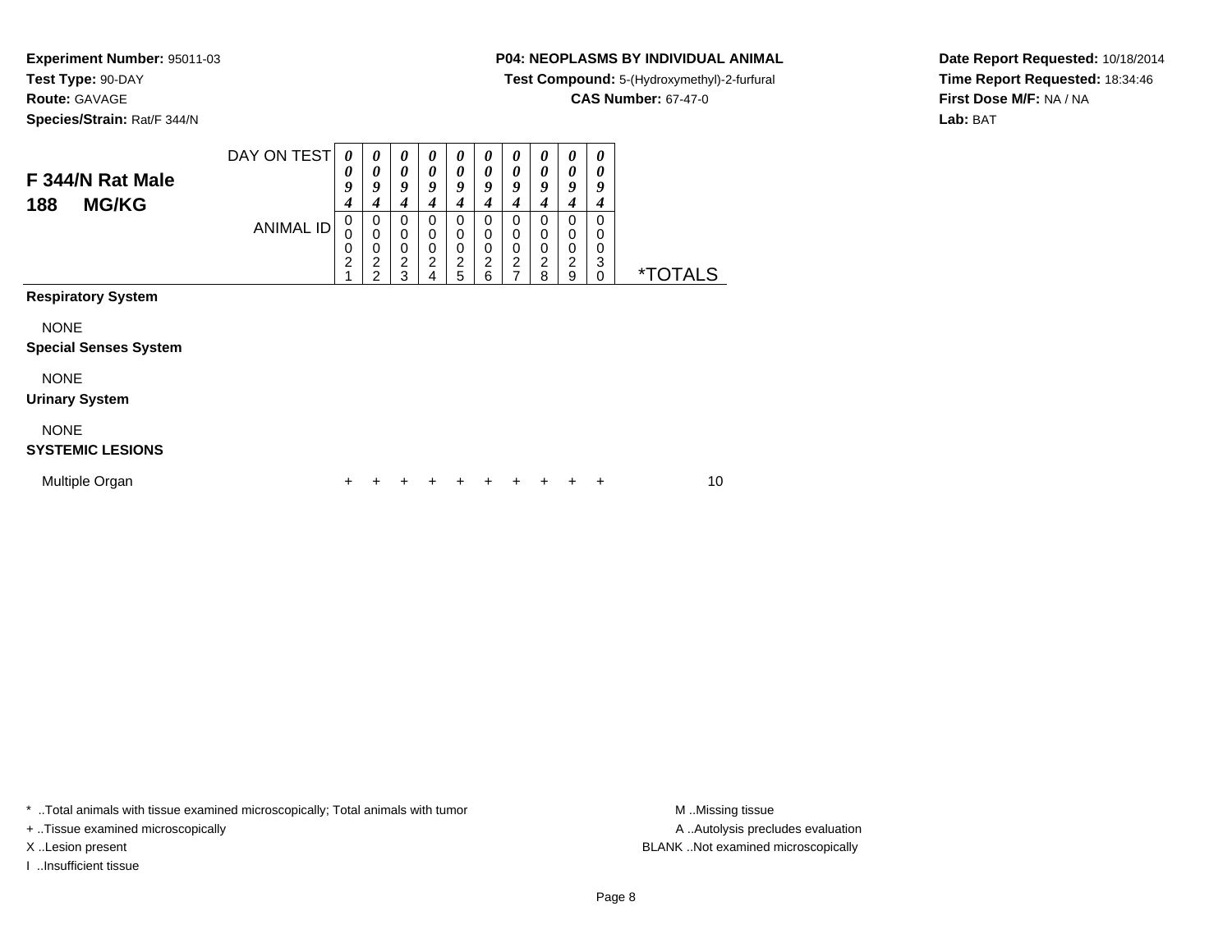**Experiment Number:** 95011-03
**Test Type:** 90-DAY
**Route:** GAVAGE
**Species/Strain:** Rat/F 344/N

**P04: NEOPLASMS BY INDIVIDUAL ANIMAL**
**Test Compound:** 5-(Hydroxymethyl)-2-furfural
**CAS Number:** 67-47-0

**Date Report Requested:** 10/18/2014
**Time Report Requested:** 18:34:46
**First Dose M/F:** NA / NA
**Lab:** BAT

## F 344/N Rat Male
## 188 MG/KG

| DAY ON TEST | 0094 | 0094 | 0094 | 0094 | 0094 | 0094 | 0094 | 0094 | 0094 | 0094 | |
|---|---|---|---|---|---|---|---|---|---|---|---|
| ANIMAL ID | 00021 | 00022 | 00023 | 00024 | 00025 | 00026 | 00027 | 00028 | 00029 | 00030 | *TOTALS |
| **Respiratory System** | | | | | | | | | | | |
| NONE | | | | | | | | | | | |
| **Special Senses System** | | | | | | | | | | | |
| NONE | | | | | | | | | | | |
| **Urinary System** | | | | | | | | | | | |
| NONE | | | | | | | | | | | |
| **SYSTEMIC LESIONS** | | | | | | | | | | | |
| Multiple Organ | + | + | + | + | + | + | + | + | + | + | 10 |

* ..Total animals with tissue examined microscopically; Total animals with tumor
+ ..Tissue examined microscopically
X ..Lesion present
I ..Insufficient tissue

M ..Missing tissue
A ..Autolysis precludes evaluation
BLANK ..Not examined microscopically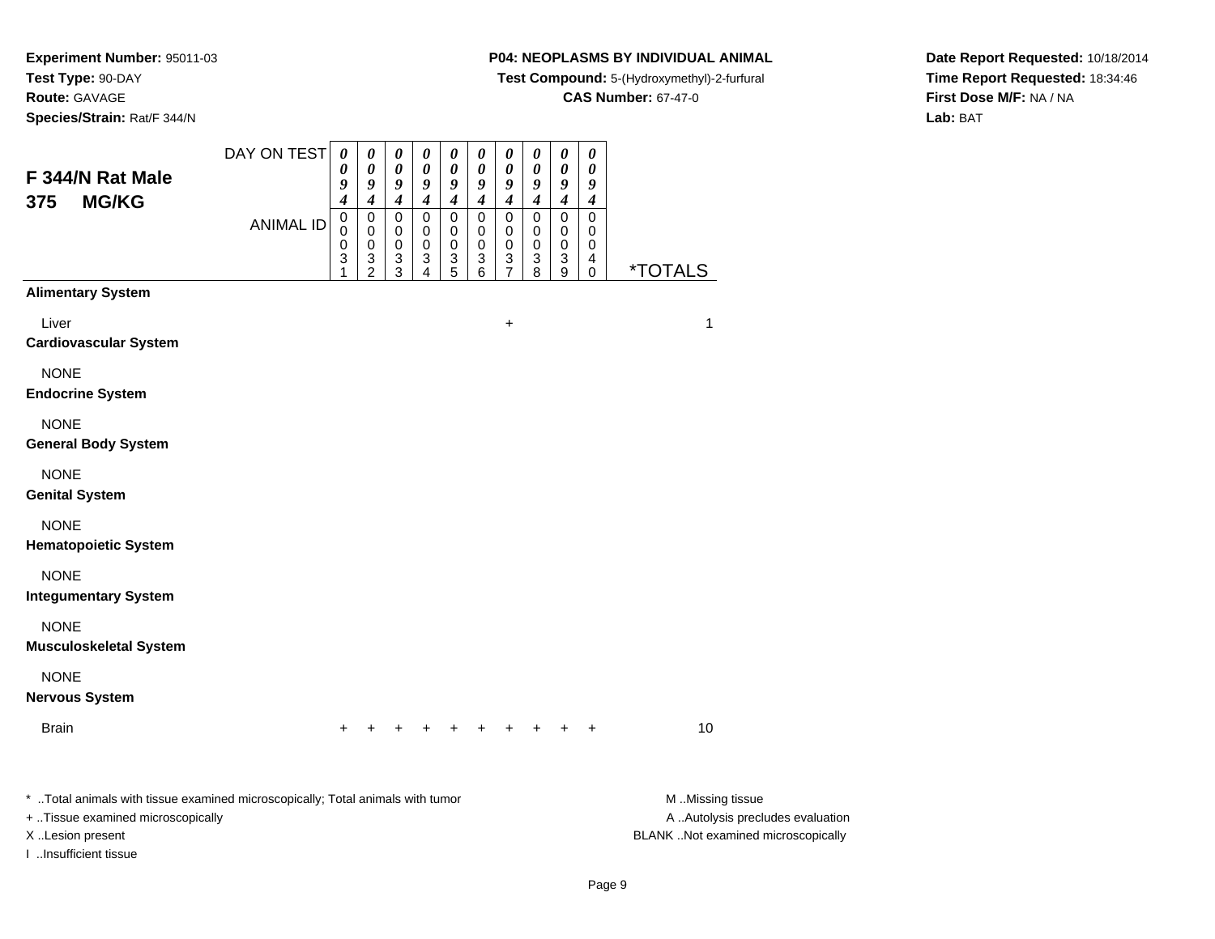**Experiment Number:** 95011-03
**Test Type:** 90-DAY
**Route:** GAVAGE
**Species/Strain:** Rat/F 344/N

**P04: NEOPLASMS BY INDIVIDUAL ANIMAL**
**Test Compound:** 5-(Hydroxymethyl)-2-furfural
**CAS Number:** 67-47-0

**Date Report Requested:** 10/18/2014
**Time Report Requested:** 18:34:46
**First Dose M/F:** NA / NA
**Lab:** BAT

## F 344/N Rat Male 375 MG/KG

| DAY ON TEST | 0094 | 0094 | 0094 | 0094 | 0094 | 0094 | 0094 | 0094 | 0094 | 0094 | |
|---|---|---|---|---|---|---|---|---|---|---|---|
| ANIMAL ID | 00031 | 00032 | 00033 | 00034 | 00035 | 00036 | 00037 | 00038 | 00039 | 00040 | *TOTALS |
| **Alimentary System** | | | | | | | | | | | |
| Liver | | | | | | | + | | | | 1 |
| **Cardiovascular System** | | | | | | | | | | | |
| NONE | | | | | | | | | | | |
| **Endocrine System** | | | | | | | | | | | |
| NONE | | | | | | | | | | | |
| **General Body System** | | | | | | | | | | | |
| NONE | | | | | | | | | | | |
| **Genital System** | | | | | | | | | | | |
| NONE | | | | | | | | | | | |
| **Hematopoietic System** | | | | | | | | | | | |
| NONE | | | | | | | | | | | |
| **Integumentary System** | | | | | | | | | | | |
| NONE | | | | | | | | | | | |
| **Musculoskeletal System** | | | | | | | | | | | |
| NONE | | | | | | | | | | | |
| **Nervous System** | | | | | | | | | | | |
| Brain | + | + | + | + | + | + | + | + | + | + | 10 |

* ..Total animals with tissue examined microscopically; Total animals with tumor
+ ..Tissue examined microscopically
X ..Lesion present
I ..Insufficient tissue

M ..Missing tissue
A ..Autolysis precludes evaluation
BLANK ..Not examined microscopically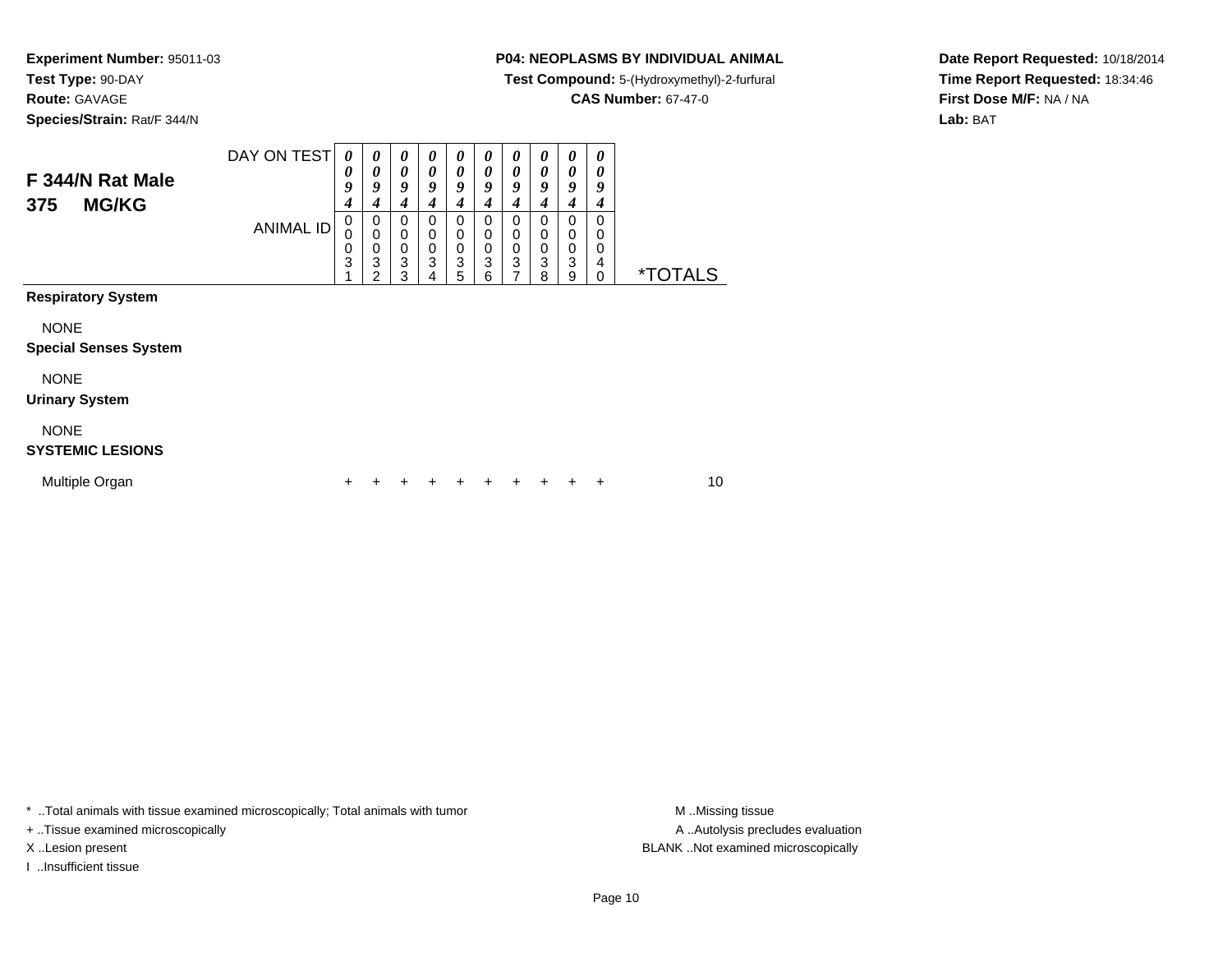**Experiment Number:** 95011-03
**Test Type:** 90-DAY
**Route:** GAVAGE
**Species/Strain:** Rat/F 344/N

**P04: NEOPLASMS BY INDIVIDUAL ANIMAL**
**Test Compound:** 5-(Hydroxymethyl)-2-furfural
**CAS Number:** 67-47-0

**Date Report Requested:** 10/18/2014
**Time Report Requested:** 18:34:46
**First Dose M/F:** NA / NA
**Lab:** BAT

## F 344/N Rat Male
## 375 MG/KG

| DAY ON TEST | 0094 | 0094 | 0094 | 0094 | 0094 | 0094 | 0094 | 0094 | 0094 | 0094 | |
|---|---|---|---|---|---|---|---|---|---|---|---|
| ANIMAL ID | 00031 | 00032 | 00033 | 00034 | 00035 | 00036 | 00037 | 00038 | 00039 | 00040 | *TOTALS |
| **Respiratory System** | | | | | | | | | | | |
| NONE | | | | | | | | | | | |
| **Special Senses System** | | | | | | | | | | | |
| NONE | | | | | | | | | | | |
| **Urinary System** | | | | | | | | | | | |
| NONE | | | | | | | | | | | |
| **SYSTEMIC LESIONS** | | | | | | | | | | | |
| Multiple Organ | + | + | + | + | + | + | + | + | + | + | 10 |

* ..Total animals with tissue examined microscopically; Total animals with tumor
+ ..Tissue examined microscopically
X ..Lesion present
I ..Insufficient tissue

M ..Missing tissue
A ..Autolysis precludes evaluation
BLANK ..Not examined microscopically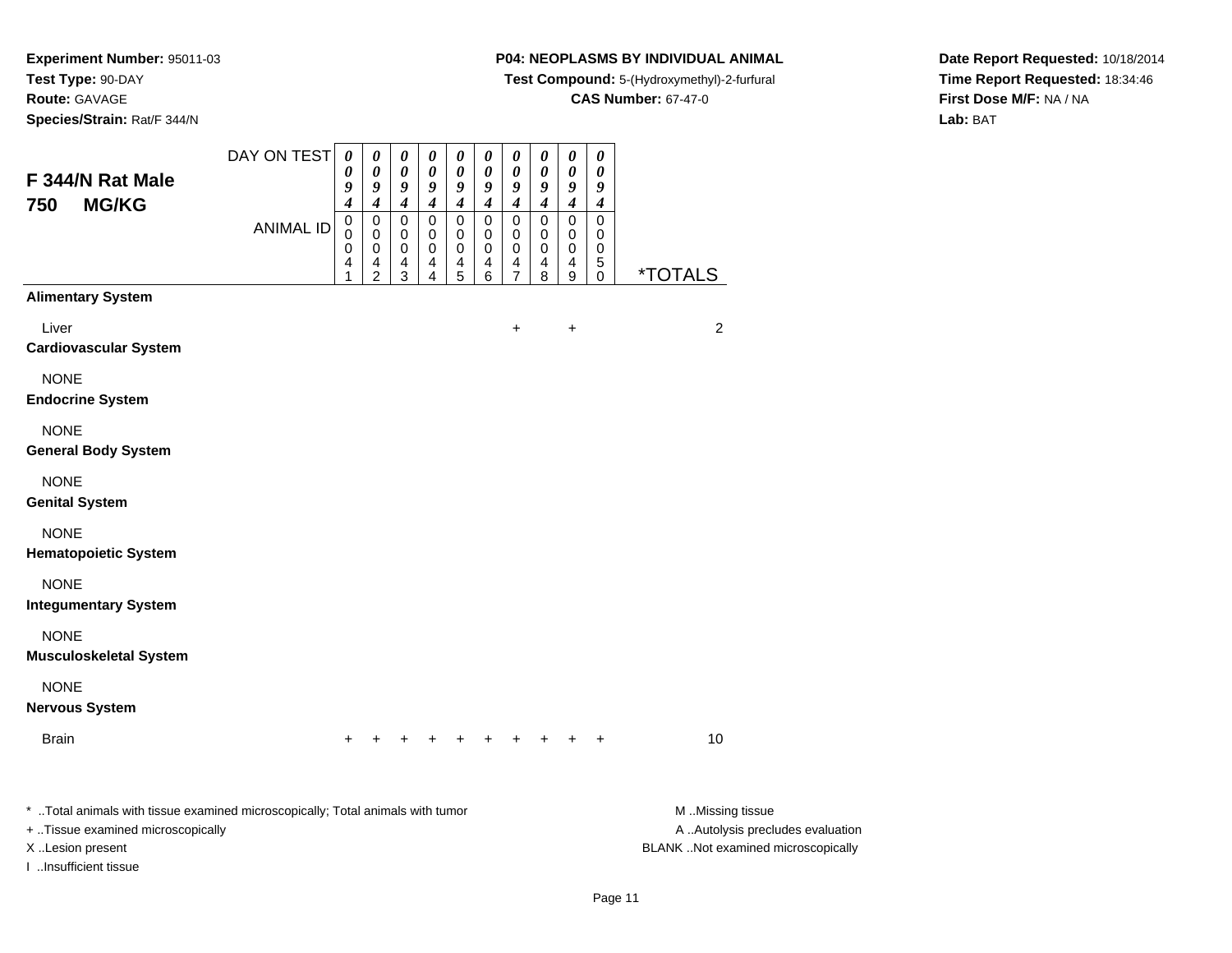**Experiment Number:** 95011-03
**Test Type:** 90-DAY
**Route:** GAVAGE
**Species/Strain:** Rat/F 344/N

**P04: NEOPLASMS BY INDIVIDUAL ANIMAL**
**Test Compound:** 5-(Hydroxymethyl)-2-furfural
**CAS Number:** 67-47-0

**Date Report Requested:** 10/18/2014
**Time Report Requested:** 18:34:46
**First Dose M/F:** NA / NA
**Lab:** BAT

## F 344/N Rat Male 750 MG/KG

| DAY ON TEST | 0094 | 0094 | 0094 | 0094 | 0094 | 0094 | 0094 | 0094 | 0094 | 0094 | |
|---|---|---|---|---|---|---|---|---|---|---|---|
| **ANIMAL ID** | 00041 | 00042 | 00043 | 00044 | 00045 | 00046 | 00047 | 00048 | 00049 | 00050 | ***TOTALS** |
| **Alimentary System** | | | | | | | | | | | |
| Liver | | | | | | | + | | + | | 2 |
| **Cardiovascular System** | | | | | | | | | | | |
| NONE | | | | | | | | | | | |
| **Endocrine System** | | | | | | | | | | | |
| NONE | | | | | | | | | | | |
| **General Body System** | | | | | | | | | | | |
| NONE | | | | | | | | | | | |
| **Genital System** | | | | | | | | | | | |
| NONE | | | | | | | | | | | |
| **Hematopoietic System** | | | | | | | | | | | |
| NONE | | | | | | | | | | | |
| **Integumentary System** | | | | | | | | | | | |
| NONE | | | | | | | | | | | |
| **Musculoskeletal System** | | | | | | | | | | | |
| NONE | | | | | | | | | | | |
| **Nervous System** | | | | | | | | | | | |
| Brain | + | + | + | + | + | + | + | + | + | + | 10 |

* ..Total animals with tissue examined microscopically; Total animals with tumor
+ ..Tissue examined microscopically
X ..Lesion present
I ..Insufficient tissue

M ..Missing tissue
A ..Autolysis precludes evaluation
BLANK ..Not examined microscopically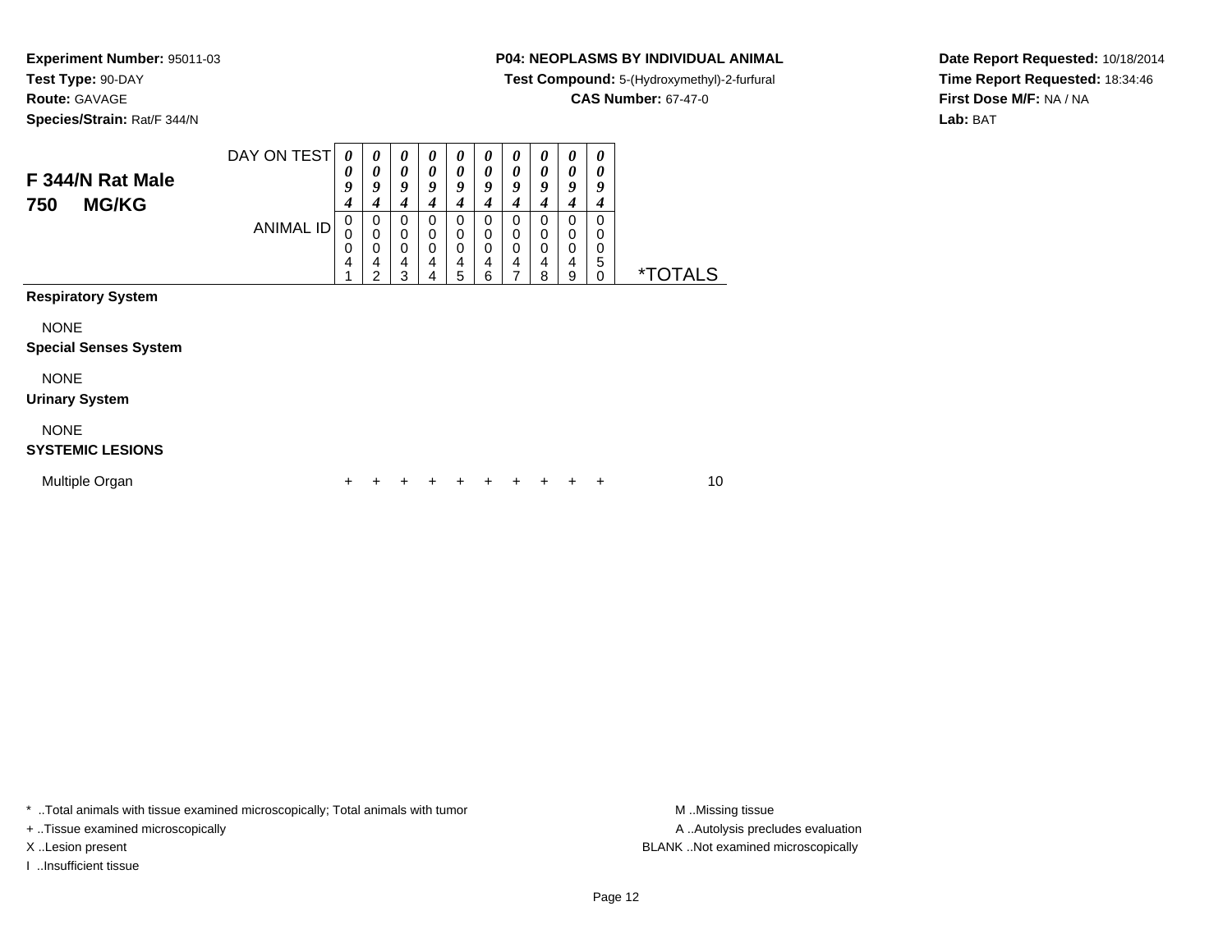**Experiment Number:** 95011-03
**Test Type:** 90-DAY
**Route:** GAVAGE
**Species/Strain:** Rat/F 344/N

**P04: NEOPLASMS BY INDIVIDUAL ANIMAL**
**Test Compound:** 5-(Hydroxymethyl)-2-furfural
**CAS Number:** 67-47-0

**Date Report Requested:** 10/18/2014
**Time Report Requested:** 18:34:46
**First Dose M/F:** NA / NA
**Lab:** BAT

## F 344/N Rat Male
## 750 MG/KG

| DAY ON TEST | 0094 | 0094 | 0094 | 0094 | 0094 | 0094 | 0094 | 0094 | 0094 | 0094 | |
|---|---|---|---|---|---|---|---|---|---|---|---|
| ANIMAL ID | 00041 | 00042 | 00043 | 00044 | 00045 | 00046 | 00047 | 00048 | 00049 | 00050 | *TOTALS |
| **Respiratory System** | | | | | | | | | | | |
| NONE | | | | | | | | | | | |
| **Special Senses System** | | | | | | | | | | | |
| NONE | | | | | | | | | | | |
| **Urinary System** | | | | | | | | | | | |
| NONE | | | | | | | | | | | |
| **SYSTEMIC LESIONS** | | | | | | | | | | | |
| Multiple Organ | + | + | + | + | + | + | + | + | + | + | 10 |

* ..Total animals with tissue examined microscopically; Total animals with tumor
+ ..Tissue examined microscopically
X ..Lesion present
I ..Insufficient tissue

M ..Missing tissue
A ..Autolysis precludes evaluation
BLANK ..Not examined microscopically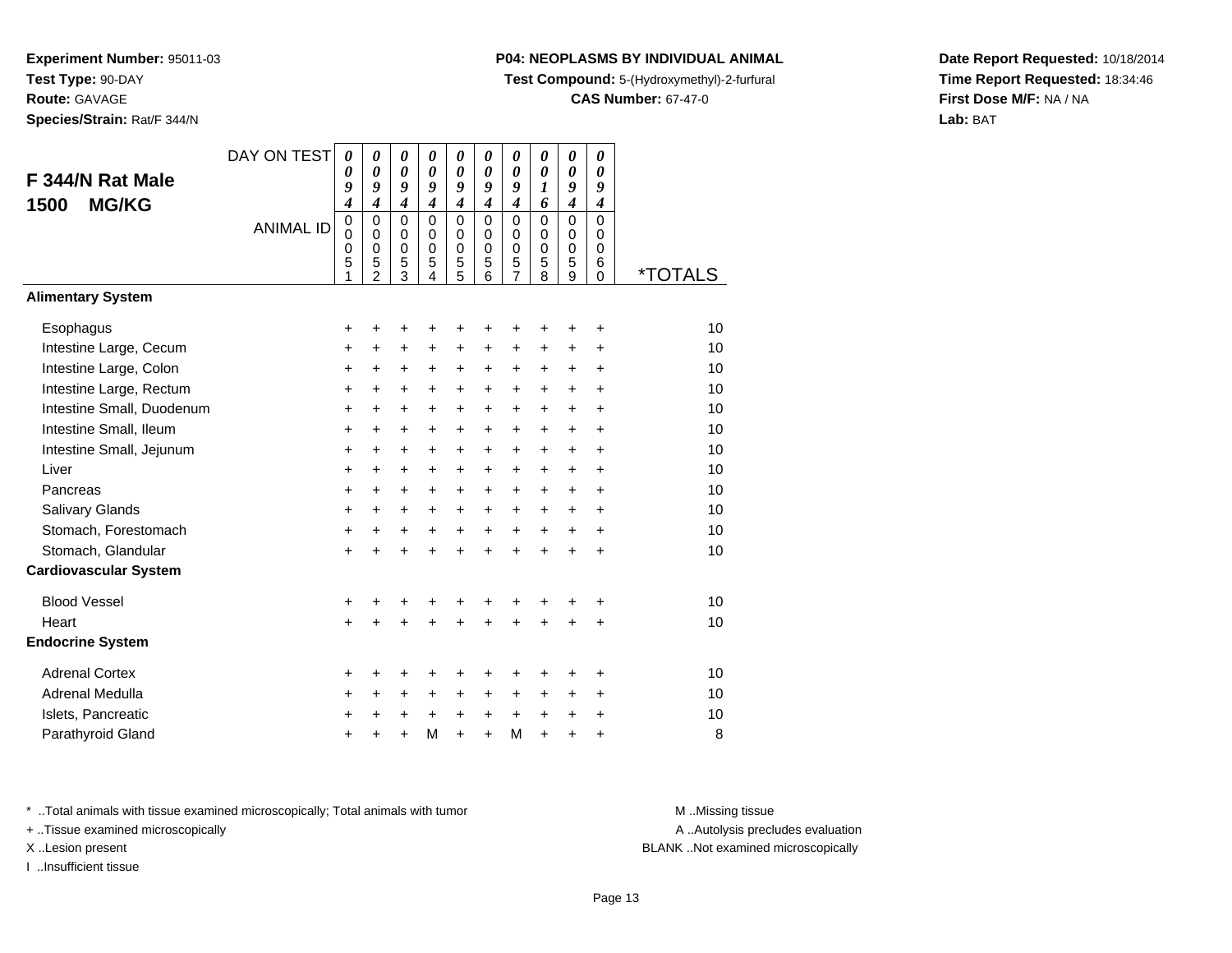**Experiment Number:** 95011-03
**Test Type:** 90-DAY
**Route:** GAVAGE
**Species/Strain:** Rat/F 344/N

**P04: NEOPLASMS BY INDIVIDUAL ANIMAL**
**Test Compound:** 5-(Hydroxymethyl)-2-furfural
**CAS Number:** 67-47-0

**Date Report Requested:** 10/18/2014
**Time Report Requested:** 18:34:46
**First Dose M/F:** NA / NA
**Lab:** BAT

## F 344/N Rat Male
## 1500 MG/KG

| DAY ON TEST | 0094 | 0094 | 0094 | 0094 | 0094 | 0094 | 0094 | 0016 | 0094 | 0094 | |
|---|---|---|---|---|---|---|---|---|---|---|---|
| **ANIMAL ID** | 00051 | 00052 | 00053 | 00054 | 00055 | 00056 | 00057 | 00058 | 00059 | 00060 | ***TOTALS** |
| **Alimentary System** | | | | | | | | | | | |
| Esophagus | + | + | + | + | + | + | + | + | + | + | 10 |
| Intestine Large, Cecum | + | + | + | + | + | + | + | + | + | + | 10 |
| Intestine Large, Colon | + | + | + | + | + | + | + | + | + | + | 10 |
| Intestine Large, Rectum | + | + | + | + | + | + | + | + | + | + | 10 |
| Intestine Small, Duodenum | + | + | + | + | + | + | + | + | + | + | 10 |
| Intestine Small, Ileum | + | + | + | + | + | + | + | + | + | + | 10 |
| Intestine Small, Jejunum | + | + | + | + | + | + | + | + | + | + | 10 |
| Liver | + | + | + | + | + | + | + | + | + | + | 10 |
| Pancreas | + | + | + | + | + | + | + | + | + | + | 10 |
| Salivary Glands | + | + | + | + | + | + | + | + | + | + | 10 |
| Stomach, Forestomach | + | + | + | + | + | + | + | + | + | + | 10 |
| Stomach, Glandular | + | + | + | + | + | + | + | + | + | + | 10 |
| **Cardiovascular System** | | | | | | | | | | | |
| Blood Vessel | + | + | + | + | + | + | + | + | + | + | 10 |
| Heart | + | + | + | + | + | + | + | + | + | + | 10 |
| **Endocrine System** | | | | | | | | | | | |
| Adrenal Cortex | + | + | + | + | + | + | + | + | + | + | 10 |
| Adrenal Medulla | + | + | + | + | + | + | + | + | + | + | 10 |
| Islets, Pancreatic | + | + | + | + | + | + | + | + | + | + | 10 |
| Parathyroid Gland | + | + | + | M | + | + | M | + | + | + | 8 |

\* ..Total animals with tissue examined microscopically; Total animals with tumor
\+ ..Tissue examined microscopically
X ..Lesion present
I ..Insufficient tissue

M ..Missing tissue
A ..Autolysis precludes evaluation
BLANK ..Not examined microscopically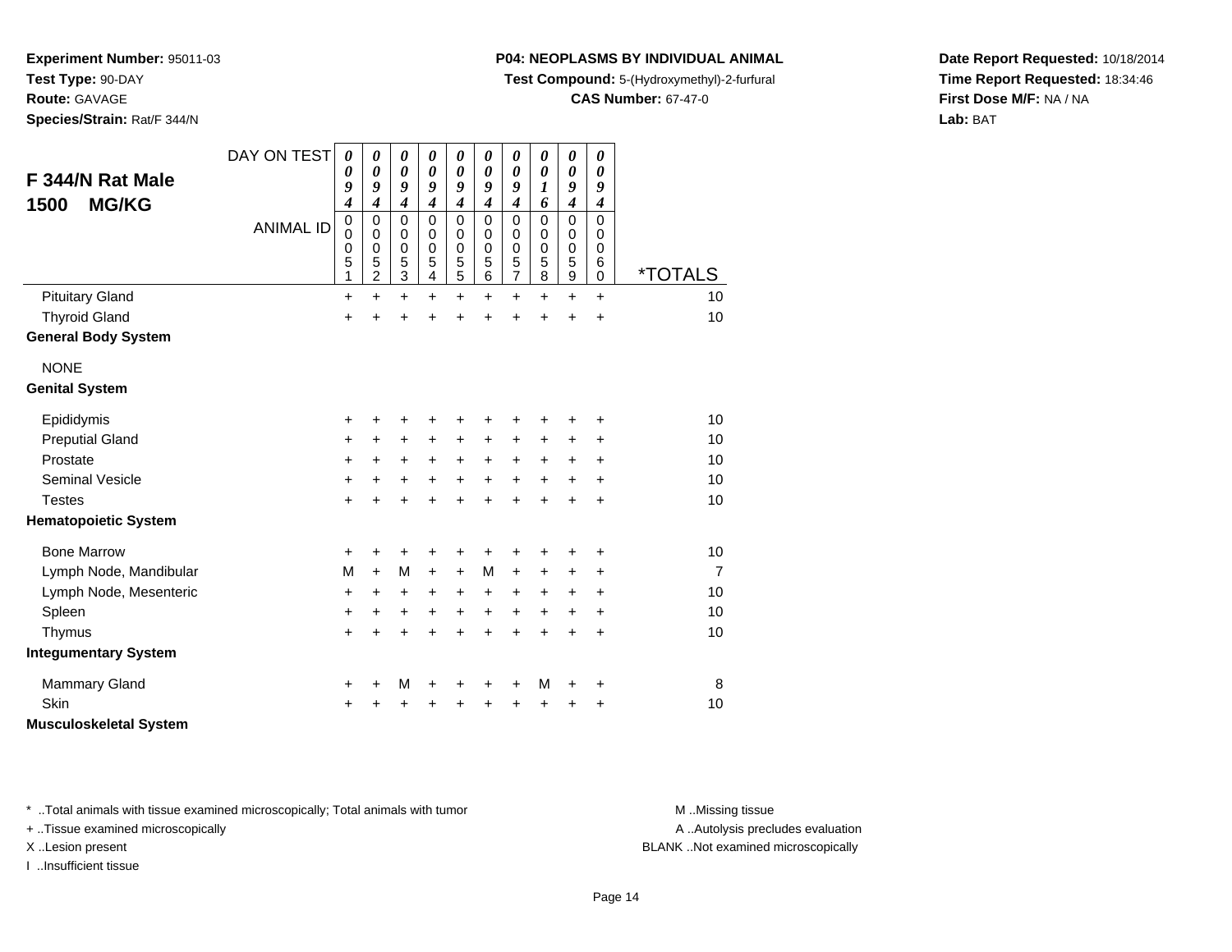**Experiment Number:** 95011-03
**Test Type:** 90-DAY
**Route:** GAVAGE
**Species/Strain:** Rat/F 344/N

**P04: NEOPLASMS BY INDIVIDUAL ANIMAL**
**Test Compound:** 5-(Hydroxymethyl)-2-furfural
**CAS Number:** 67-47-0

**Date Report Requested:** 10/18/2014
**Time Report Requested:** 18:34:46
**First Dose M/F:** NA / NA
**Lab:** BAT

## F 344/N Rat Male
## 1500 MG/KG

| DAY ON TEST | 0094 | 0094 | 0094 | 0094 | 0094 | 0094 | 0094 | 0016 | 0094 | 0094 | |
|---|---|---|---|---|---|---|---|---|---|---|---|
| ANIMAL ID | 00051 | 00052 | 00053 | 00054 | 00055 | 00056 | 00057 | 00058 | 00059 | 00060 | *TOTALS |
| Pituitary Gland | + | + | + | + | + | + | + | + | + | + | 10 |
| Thyroid Gland | + | + | + | + | + | + | + | + | + | + | 10 |
| **General Body System** | | | | | | | | | | | |
| NONE | | | | | | | | | | | |
| **Genital System** | | | | | | | | | | | |
| Epididymis | + | + | + | + | + | + | + | + | + | + | 10 |
| Preputial Gland | + | + | + | + | + | + | + | + | + | + | 10 |
| Prostate | + | + | + | + | + | + | + | + | + | + | 10 |
| Seminal Vesicle | + | + | + | + | + | + | + | + | + | + | 10 |
| Testes | + | + | + | + | + | + | + | + | + | + | 10 |
| **Hematopoietic System** | | | | | | | | | | | |
| Bone Marrow | + | + | + | + | + | + | + | + | + | + | 10 |
| Lymph Node, Mandibular | M | + | M | + | + | M | + | + | + | + | 7 |
| Lymph Node, Mesenteric | + | + | + | + | + | + | + | + | + | + | 10 |
| Spleen | + | + | + | + | + | + | + | + | + | + | 10 |
| Thymus | + | + | + | + | + | + | + | + | + | + | 10 |
| **Integumentary System** | | | | | | | | | | | |
| Mammary Gland | + | + | M | + | + | + | + | M | + | + | 8 |
| Skin | + | + | + | + | + | + | + | + | + | + | 10 |
| **Musculoskeletal System** | | | | | | | | | | | |

* ..Total animals with tissue examined microscopically; Total animals with tumor
+ ..Tissue examined microscopically
X ..Lesion present
I ..Insufficient tissue

M ..Missing tissue
A ..Autolysis precludes evaluation
BLANK ..Not examined microscopically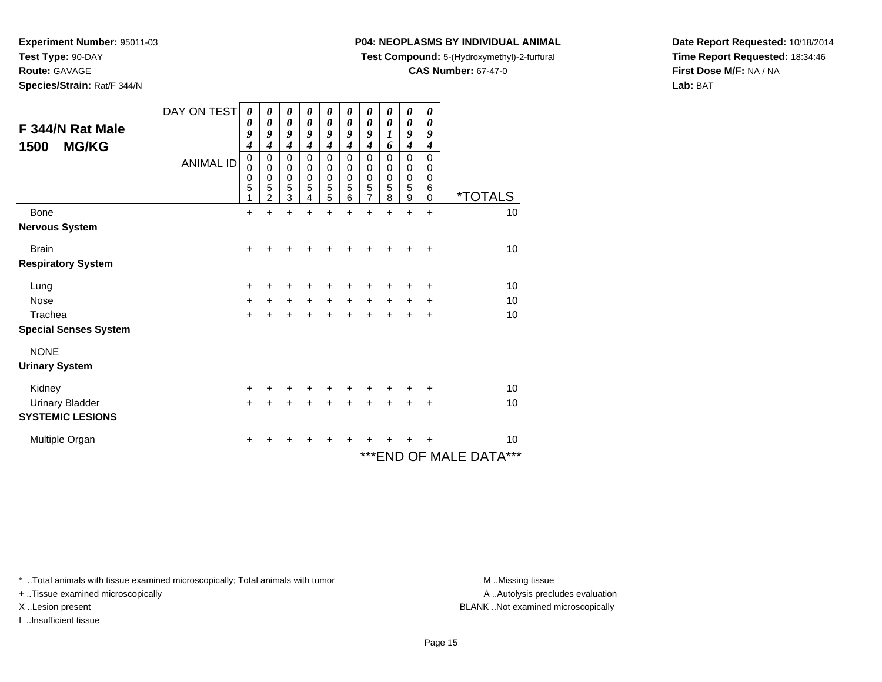**Experiment Number:** 95011-03
**Test Type:** 90-DAY
**Route:** GAVAGE
**Species/Strain:** Rat/F 344/N

**P04: NEOPLASMS BY INDIVIDUAL ANIMAL**
**Test Compound:** 5-(Hydroxymethyl)-2-furfural
**CAS Number:** 67-47-0

**Date Report Requested:** 10/18/2014
**Time Report Requested:** 18:34:46
**First Dose M/F:** NA / NA
**Lab:** BAT

**F 344/N Rat Male**
**1500 MG/KG**

| DAY ON TEST | 0094 | 0094 | 0094 | 0094 | 0094 | 0094 | 0094 | 0016 | 0094 | 0094 | |
|---|---|---|---|---|---|---|---|---|---|---|---|
| ANIMAL ID | 00051 | 00052 | 00053 | 00054 | 00055 | 00056 | 00057 | 00058 | 00059 | 00060 | *TOTALS |
| Bone | + | + | + | + | + | + | + | + | + | + | 10 |
| **Nervous System** | | | | | | | | | | | |
| Brain | + | + | + | + | + | + | + | + | + | + | 10 |
| **Respiratory System** | | | | | | | | | | | |
| Lung | + | + | + | + | + | + | + | + | + | + | 10 |
| Nose | + | + | + | + | + | + | + | + | + | + | 10 |
| Trachea | + | + | + | + | + | + | + | + | + | + | 10 |
| **Special Senses System** | | | | | | | | | | | |
| NONE | | | | | | | | | | | |
| **Urinary System** | | | | | | | | | | | |
| Kidney | + | + | + | + | + | + | + | + | + | + | 10 |
| Urinary Bladder | + | + | + | + | + | + | + | + | + | + | 10 |
| **SYSTEMIC LESIONS** | | | | | | | | | | | |
| Multiple Organ | + | + | + | + | + | + | + | + | + | + | 10 |

***END OF MALE DATA***

* ..Total animals with tissue examined microscopically; Total animals with tumor
+ ..Tissue examined microscopically
X ..Lesion present
I ..Insufficient tissue

M ..Missing tissue
A ..Autolysis precludes evaluation
BLANK ..Not examined microscopically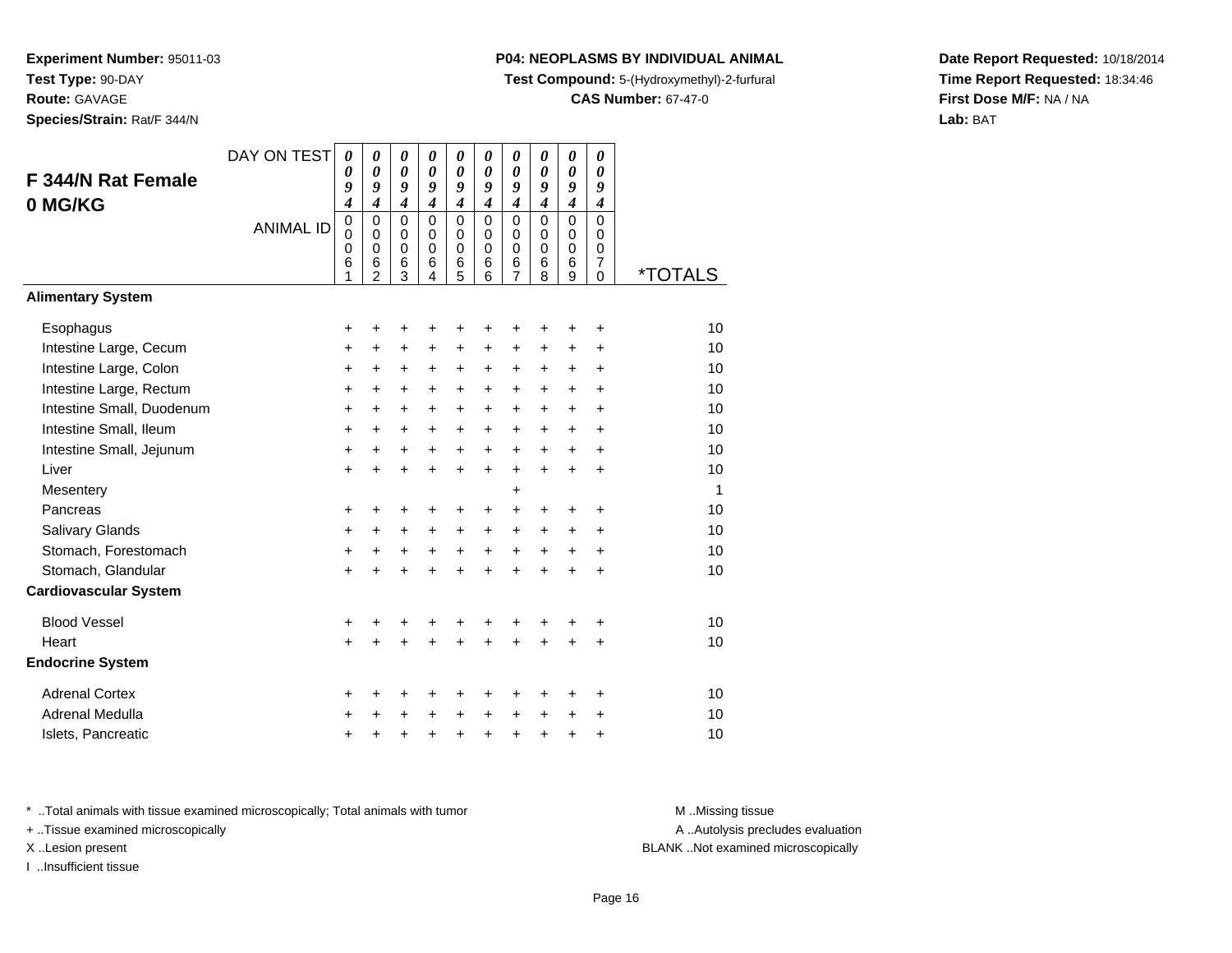**Experiment Number:** 95011-03
**Test Type:** 90-DAY
**Route:** GAVAGE
**Species/Strain:** Rat/F 344/N

**P04: NEOPLASMS BY INDIVIDUAL ANIMAL**
**Test Compound:** 5-(Hydroxymethyl)-2-furfural
**CAS Number:** 67-47-0

**Date Report Requested:** 10/18/2014
**Time Report Requested:** 18:34:46
**First Dose M/F:** NA / NA
**Lab:** BAT

## F 344/N Rat Female 0 MG/KG

| DAY ON TEST | 0094 | 0094 | 0094 | 0094 | 0094 | 0094 | 0094 | 0094 | 0094 | 0094 | |
|---|---|---|---|---|---|---|---|---|---|---|---|
| ANIMAL ID | 00061 | 00062 | 00063 | 00064 | 00065 | 00066 | 00067 | 00068 | 00069 | 00070 | *TOTALS |
| **Alimentary System** | | | | | | | | | | | |
| Esophagus | + | + | + | + | + | + | + | + | + | + | 10 |
| Intestine Large, Cecum | + | + | + | + | + | + | + | + | + | + | 10 |
| Intestine Large, Colon | + | + | + | + | + | + | + | + | + | + | 10 |
| Intestine Large, Rectum | + | + | + | + | + | + | + | + | + | + | 10 |
| Intestine Small, Duodenum | + | + | + | + | + | + | + | + | + | + | 10 |
| Intestine Small, Ileum | + | + | + | + | + | + | + | + | + | + | 10 |
| Intestine Small, Jejunum | + | + | + | + | + | + | + | + | + | + | 10 |
| Liver | + | + | + | + | + | + | + | + | + | + | 10 |
| Mesentery | | | | | | | + | | | | 1 |
| Pancreas | + | + | + | + | + | + | + | + | + | + | 10 |
| Salivary Glands | + | + | + | + | + | + | + | + | + | + | 10 |
| Stomach, Forestomach | + | + | + | + | + | + | + | + | + | + | 10 |
| Stomach, Glandular | + | + | + | + | + | + | + | + | + | + | 10 |
| **Cardiovascular System** | | | | | | | | | | | |
| Blood Vessel | + | + | + | + | + | + | + | + | + | + | 10 |
| Heart | + | + | + | + | + | + | + | + | + | + | 10 |
| **Endocrine System** | | | | | | | | | | | |
| Adrenal Cortex | + | + | + | + | + | + | + | + | + | + | 10 |
| Adrenal Medulla | + | + | + | + | + | + | + | + | + | + | 10 |
| Islets, Pancreatic | + | + | + | + | + | + | + | + | + | + | 10 |

\* ..Total animals with tissue examined microscopically; Total animals with tumor
+ ..Tissue examined microscopically
X ..Lesion present
I ..Insufficient tissue

M ..Missing tissue
A ..Autolysis precludes evaluation
BLANK ..Not examined microscopically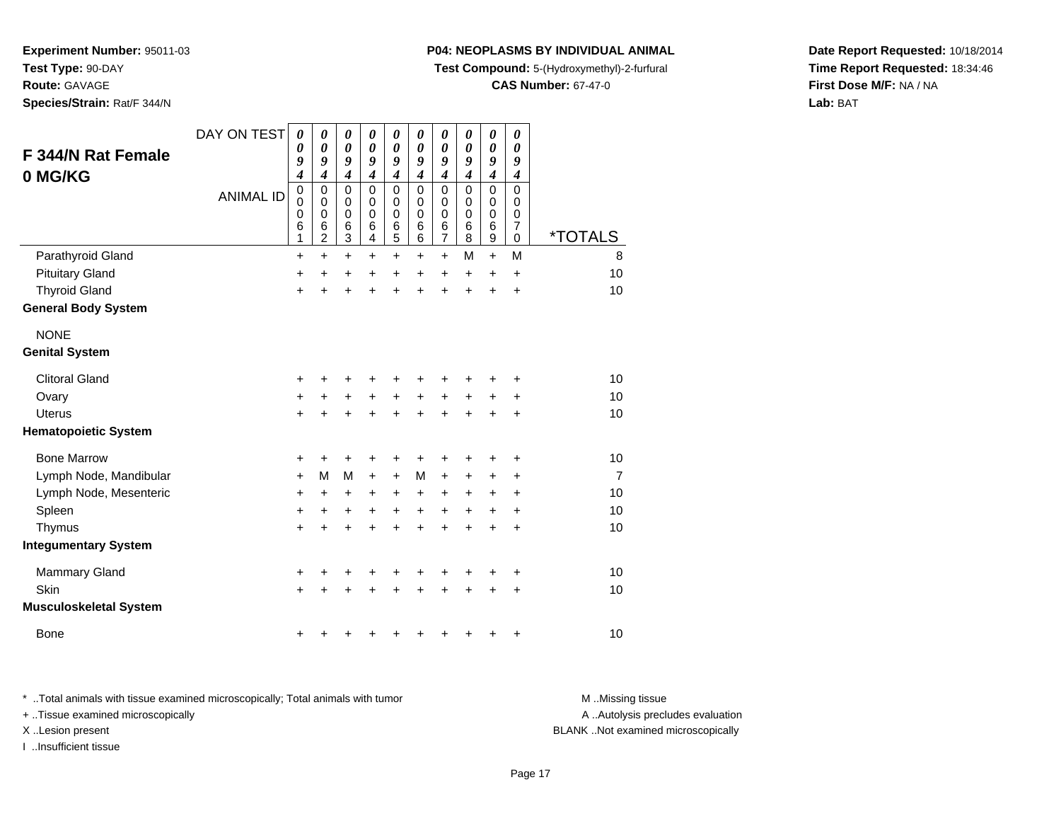**Experiment Number:** 95011-03
**Test Type:** 90-DAY
**Route:** GAVAGE
**Species/Strain:** Rat/F 344/N

**P04: NEOPLASMS BY INDIVIDUAL ANIMAL**
**Test Compound:** 5-(Hydroxymethyl)-2-furfural
**CAS Number:** 67-47-0

**Date Report Requested:** 10/18/2014
**Time Report Requested:** 18:34:46
**First Dose M/F:** NA / NA
**Lab:** BAT

## F 344/N Rat Female 0 MG/KG

| DAY ON TEST | 0094 | 0094 | 0094 | 0094 | 0094 | 0094 | 0094 | 0094 | 0094 | 0094 | |
|---|---|---|---|---|---|---|---|---|---|---|---|
| ANIMAL ID | 00061 | 00062 | 00063 | 00064 | 00065 | 00066 | 00067 | 00068 | 00069 | 00070 | *TOTALS |
| Parathyroid Gland | + | + | + | + | + | + | + | M | + | M | 8 |
| Pituitary Gland | + | + | + | + | + | + | + | + | + | + | 10 |
| Thyroid Gland | + | + | + | + | + | + | + | + | + | + | 10 |
| **General Body System** | | | | | | | | | | | |
| NONE | | | | | | | | | | | |
| **Genital System** | | | | | | | | | | | |
| Clitoral Gland | + | + | + | + | + | + | + | + | + | + | 10 |
| Ovary | + | + | + | + | + | + | + | + | + | + | 10 |
| Uterus | + | + | + | + | + | + | + | + | + | + | 10 |
| **Hematopoietic System** | | | | | | | | | | | |
| Bone Marrow | + | + | + | + | + | + | + | + | + | + | 10 |
| Lymph Node, Mandibular | + | M | M | + | + | M | + | + | + | + | 7 |
| Lymph Node, Mesenteric | + | + | + | + | + | + | + | + | + | + | 10 |
| Spleen | + | + | + | + | + | + | + | + | + | + | 10 |
| Thymus | + | + | + | + | + | + | + | + | + | + | 10 |
| **Integumentary System** | | | | | | | | | | | |
| Mammary Gland | + | + | + | + | + | + | + | + | + | + | 10 |
| Skin | + | + | + | + | + | + | + | + | + | + | 10 |
| **Musculoskeletal System** | | | | | | | | | | | |
| Bone | + | + | + | + | + | + | + | + | + | + | 10 |

* ..Total animals with tissue examined microscopically; Total animals with tumor
+ ..Tissue examined microscopically
X ..Lesion present
I ..Insufficient tissue

M ..Missing tissue
A ..Autolysis precludes evaluation
BLANK ..Not examined microscopically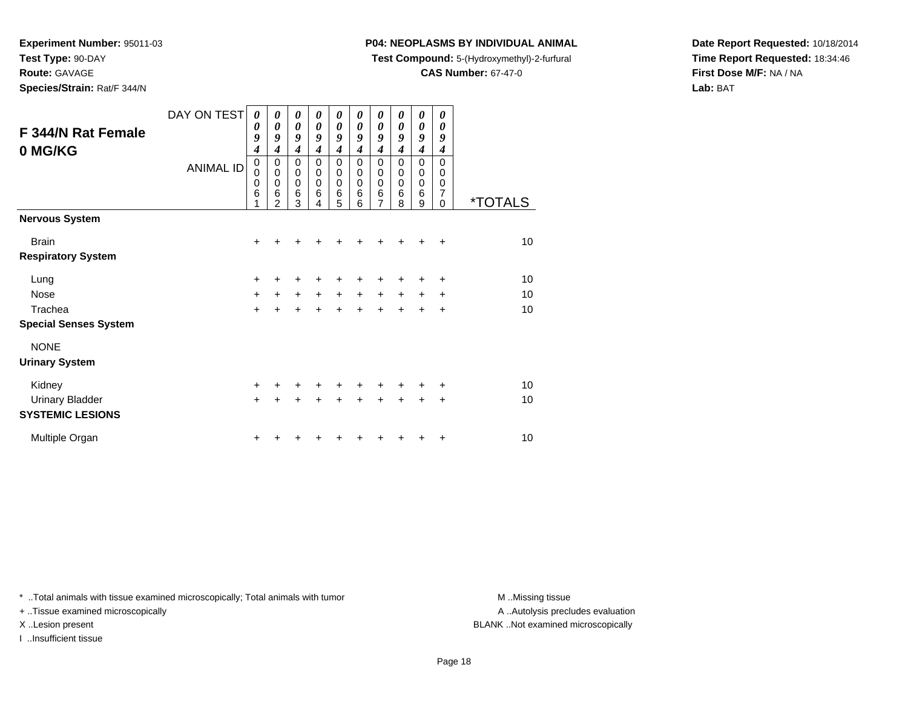**Experiment Number:** 95011-03
**Test Type:** 90-DAY
**Route:** GAVAGE
**Species/Strain:** Rat/F 344/N

**P04: NEOPLASMS BY INDIVIDUAL ANIMAL**
**Test Compound:** 5-(Hydroxymethyl)-2-furfural
**CAS Number:** 67-47-0

**Date Report Requested:** 10/18/2014
**Time Report Requested:** 18:34:46
**First Dose M/F:** NA / NA
**Lab:** BAT

## F 344/N Rat Female 0 MG/KG

| DAY ON TEST | 0094 | 0094 | 0094 | 0094 | 0094 | 0094 | 0094 | 0094 | 0094 | 0094 | |
|---|---|---|---|---|---|---|---|---|---|---|---|
| ANIMAL ID | 00061 | 00062 | 00063 | 00064 | 00065 | 00066 | 00067 | 00068 | 00069 | 00070 | *TOTALS |
| **Nervous System** | | | | | | | | | | | |
| Brain | + | + | + | + | + | + | + | + | + | + | 10 |
| **Respiratory System** | | | | | | | | | | | |
| Lung | + | + | + | + | + | + | + | + | + | + | 10 |
| Nose | + | + | + | + | + | + | + | + | + | + | 10 |
| Trachea | + | + | + | + | + | + | + | + | + | + | 10 |
| **Special Senses System** | | | | | | | | | | | |
| NONE | | | | | | | | | | | |
| **Urinary System** | | | | | | | | | | | |
| Kidney | + | + | + | + | + | + | + | + | + | + | 10 |
| Urinary Bladder | + | + | + | + | + | + | + | + | + | + | 10 |
| **SYSTEMIC LESIONS** | | | | | | | | | | | |
| Multiple Organ | + | + | + | + | + | + | + | + | + | + | 10 |

* ..Total animals with tissue examined microscopically; Total animals with tumor
+ ..Tissue examined microscopically
X ..Lesion present
I ..Insufficient tissue

M ..Missing tissue
A ..Autolysis precludes evaluation
BLANK ..Not examined microscopically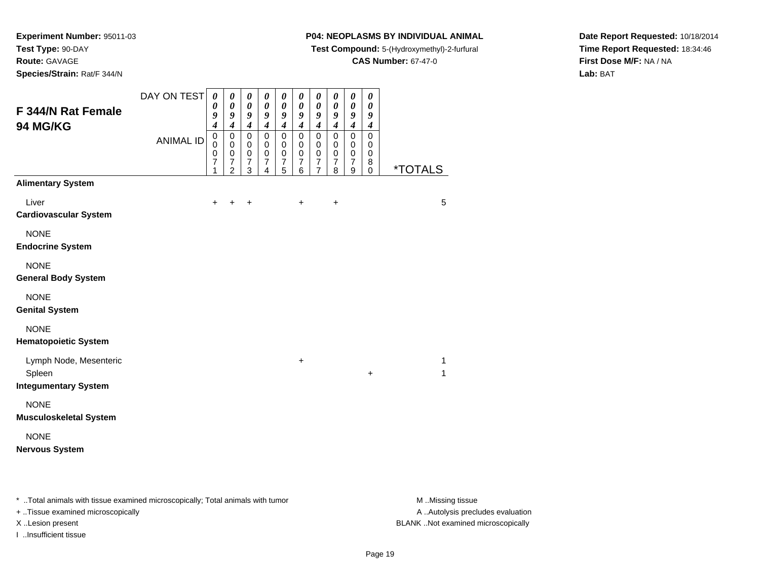**Experiment Number:** 95011-03
**Test Type:** 90-DAY
**Route:** GAVAGE
**Species/Strain:** Rat/F 344/N

**P04: NEOPLASMS BY INDIVIDUAL ANIMAL**
**Test Compound:** 5-(Hydroxymethyl)-2-furfural
**CAS Number:** 67-47-0

**Date Report Requested:** 10/18/2014
**Time Report Requested:** 18:34:46
**First Dose M/F:** NA / NA
**Lab:** BAT

## F 344/N Rat Female 94 MG/KG

| DAY ON TEST | 0094 | 0094 | 0094 | 0094 | 0094 | 0094 | 0094 | 0094 | 0094 | 0094 | |
|---|---|---|---|---|---|---|---|---|---|---|---|
| ANIMAL ID | 00071 | 00072 | 00073 | 00074 | 00075 | 00076 | 00077 | 00078 | 00079 | 00080 | *TOTALS |
| **Alimentary System** | | | | | | | | | | | |
| Liver | + | + | + | | | + | | + | | | 5 |
| **Cardiovascular System** | | | | | | | | | | | |
| NONE | | | | | | | | | | | |
| **Endocrine System** | | | | | | | | | | | |
| NONE | | | | | | | | | | | |
| **General Body System** | | | | | | | | | | | |
| NONE | | | | | | | | | | | |
| **Genital System** | | | | | | | | | | | |
| NONE | | | | | | | | | | | |
| **Hematopoietic System** | | | | | | | | | | | |
| Lymph Node, Mesenteric | | | | | | + | | | | | 1 |
| Spleen | | | | | | | | | | + | 1 |
| **Integumentary System** | | | | | | | | | | | |
| NONE | | | | | | | | | | | |
| **Musculoskeletal System** | | | | | | | | | | | |
| NONE | | | | | | | | | | | |
| **Nervous System** | | | | | | | | | | | |

* ..Total animals with tissue examined microscopically; Total animals with tumor
+ ..Tissue examined microscopically
X ..Lesion present
I ..Insufficient tissue

M ..Missing tissue
A ..Autolysis precludes evaluation
BLANK ..Not examined microscopically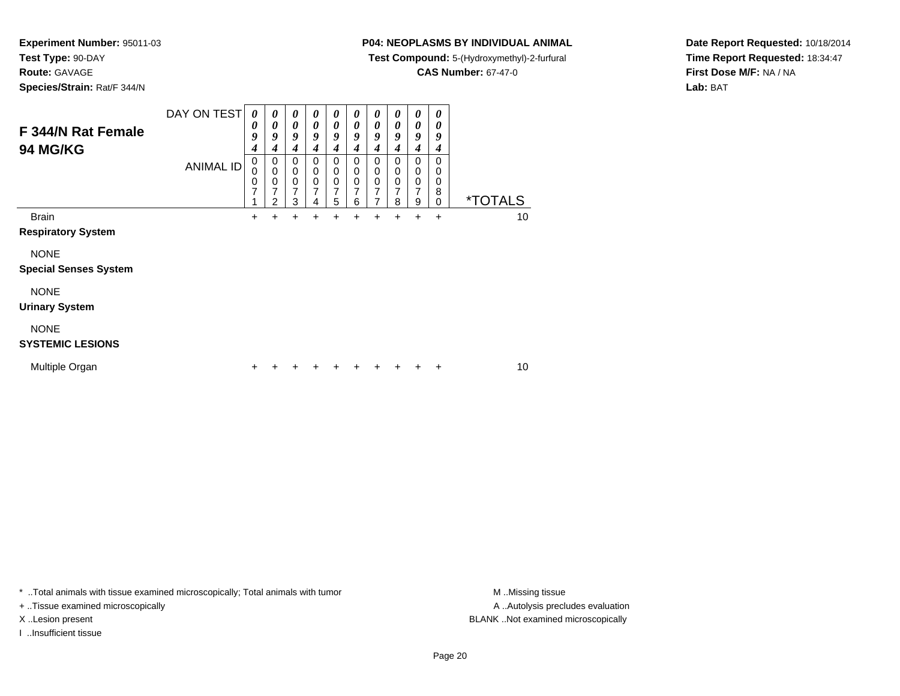**Experiment Number:** 95011-03
**Test Type:** 90-DAY
**Route:** GAVAGE
**Species/Strain:** Rat/F 344/N

**P04: NEOPLASMS BY INDIVIDUAL ANIMAL**
**Test Compound:** 5-(Hydroxymethyl)-2-furfural
**CAS Number:** 67-47-0

**Date Report Requested:** 10/18/2014
**Time Report Requested:** 18:34:47
**First Dose M/F:** NA / NA
**Lab:** BAT

## F 344/N Rat Female 94 MG/KG

| DAY ON TEST | 0094 | 0094 | 0094 | 0094 | 0094 | 0094 | 0094 | 0094 | 0094 | 0094 | |
|---|---|---|---|---|---|---|---|---|---|---|---|
| ANIMAL ID | 00071 | 00072 | 00073 | 00074 | 00075 | 00076 | 00077 | 00078 | 00079 | 00080 | *TOTALS |
| Brain | + | + | + | + | + | + | + | + | + | + | 10 |
| **Respiratory System** | | | | | | | | | | | |
| NONE | | | | | | | | | | | |
| **Special Senses System** | | | | | | | | | | | |
| NONE | | | | | | | | | | | |
| **Urinary System** | | | | | | | | | | | |
| NONE | | | | | | | | | | | |
| **SYSTEMIC LESIONS** | | | | | | | | | | | |
| Multiple Organ | + | + | + | + | + | + | + | + | + | + | 10 |

\* ..Total animals with tissue examined microscopically; Total animals with tumor
+ ..Tissue examined microscopically
X ..Lesion present
I ..Insufficient tissue

M ..Missing tissue
A ..Autolysis precludes evaluation
BLANK ..Not examined microscopically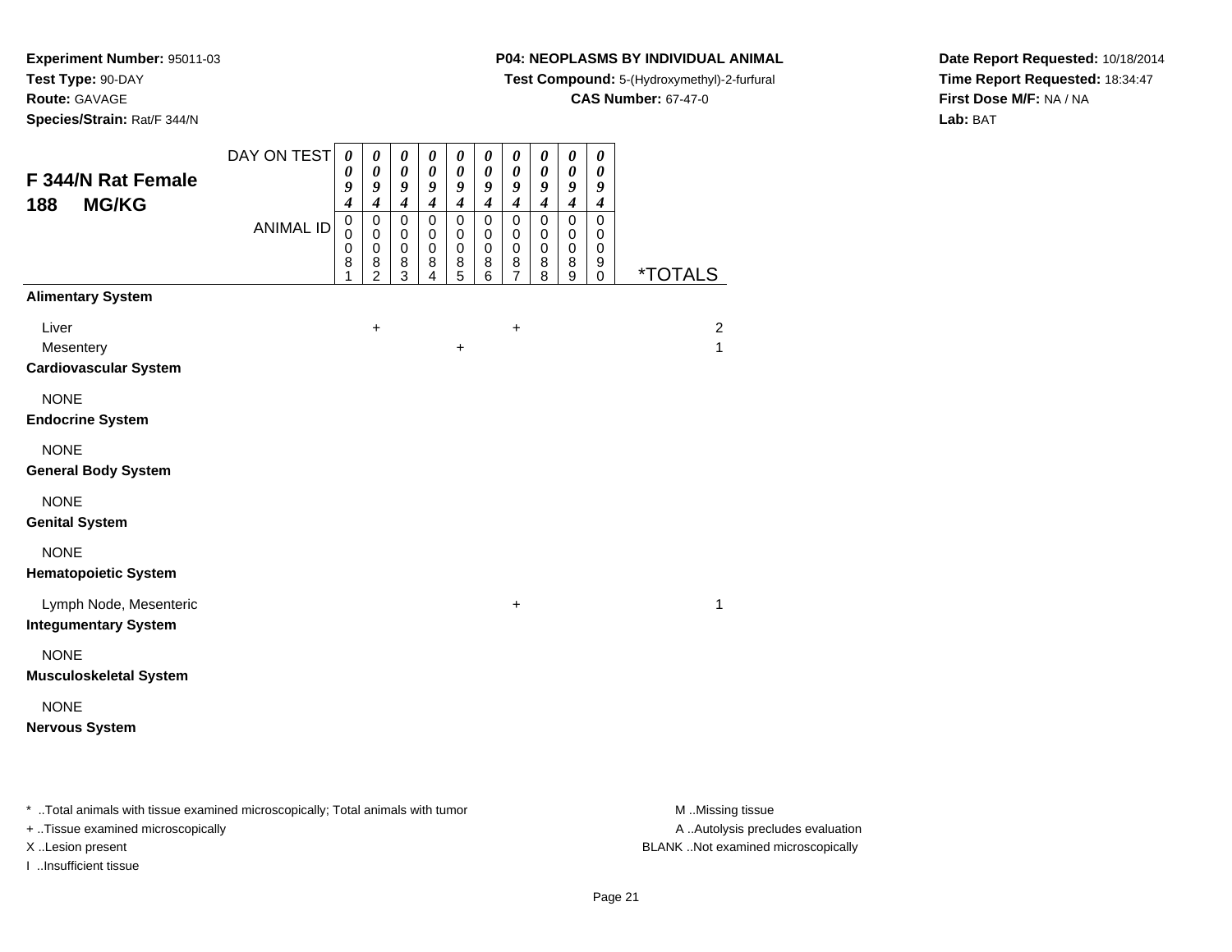**Experiment Number:** 95011-03
**Test Type:** 90-DAY
**Route:** GAVAGE
**Species/Strain:** Rat/F 344/N

**P04: NEOPLASMS BY INDIVIDUAL ANIMAL**
**Test Compound:** 5-(Hydroxymethyl)-2-furfural
**CAS Number:** 67-47-0

**Date Report Requested:** 10/18/2014
**Time Report Requested:** 18:34:47
**First Dose M/F:** NA / NA
**Lab:** BAT

## F 344/N Rat Female
## 188 MG/KG

| DAY ON TEST | 0094 | 0094 | 0094 | 0094 | 0094 | 0094 | 0094 | 0094 | 0094 | 0094 | |
|---|---|---|---|---|---|---|---|---|---|---|---|
| ANIMAL ID | 00081 | 00082 | 00083 | 00084 | 00085 | 00086 | 00087 | 00088 | 00089 | 00090 | *TOTALS |
| **Alimentary System** | | | | | | | | | | | |
| Liver | | + | | | | | + | | | | 2 |
| Mesentery | | | | | + | | | | | | 1 |
| **Cardiovascular System** | | | | | | | | | | | |
| NONE | | | | | | | | | | | |
| **Endocrine System** | | | | | | | | | | | |
| NONE | | | | | | | | | | | |
| **General Body System** | | | | | | | | | | | |
| NONE | | | | | | | | | | | |
| **Genital System** | | | | | | | | | | | |
| NONE | | | | | | | | | | | |
| **Hematopoietic System** | | | | | | | | | | | |
| Lymph Node, Mesenteric | | | | | | | + | | | | 1 |
| **Integumentary System** | | | | | | | | | | | |
| NONE | | | | | | | | | | | |
| **Musculoskeletal System** | | | | | | | | | | | |
| NONE | | | | | | | | | | | |
| **Nervous System** | | | | | | | | | | | |

* ..Total animals with tissue examined microscopically; Total animals with tumor
+ ..Tissue examined microscopically
X ..Lesion present
I ..Insufficient tissue

M ..Missing tissue
A ..Autolysis precludes evaluation
BLANK ..Not examined microscopically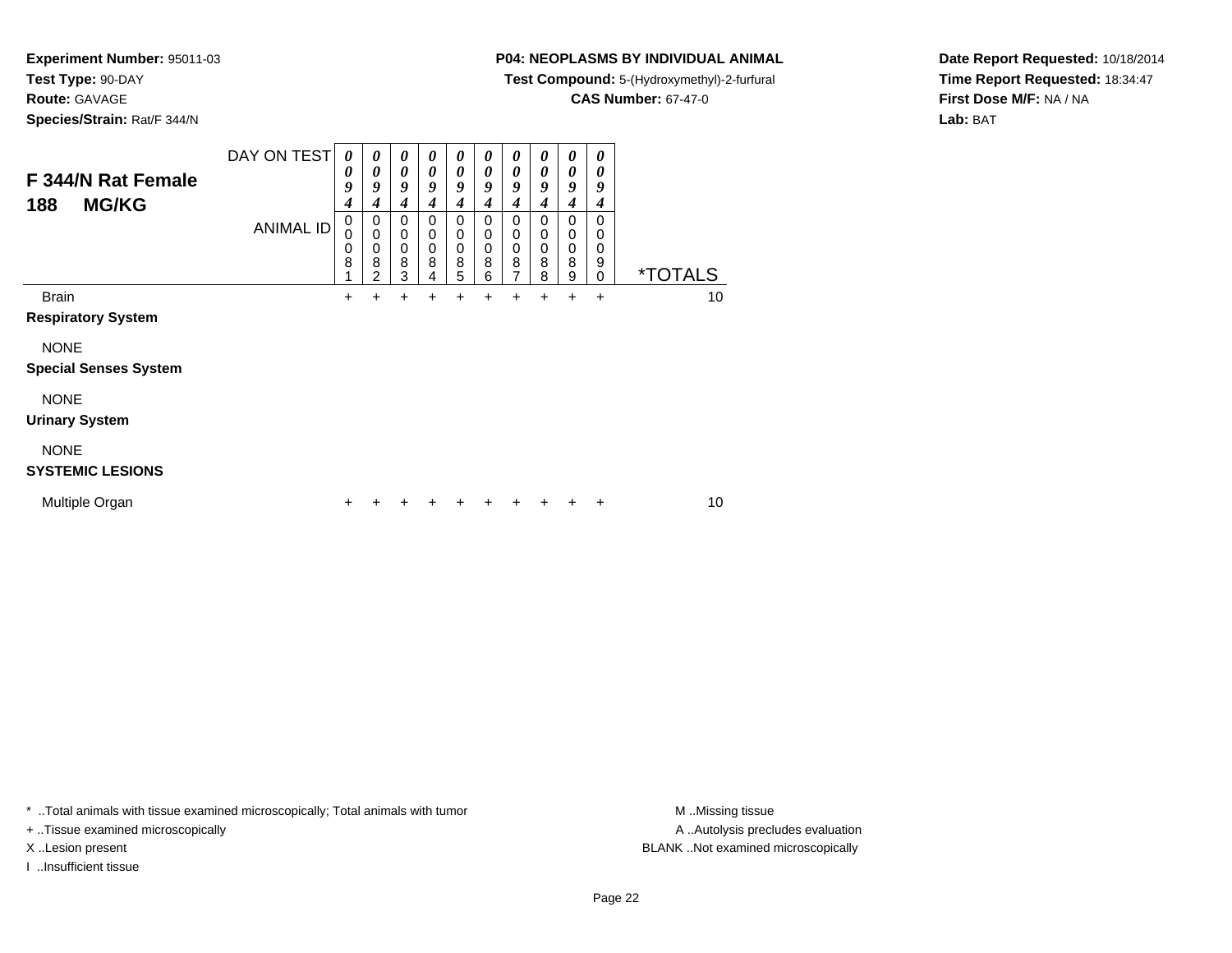**Experiment Number:** 95011-03
**Test Type:** 90-DAY
**Route:** GAVAGE
**Species/Strain:** Rat/F 344/N

**P04: NEOPLASMS BY INDIVIDUAL ANIMAL**
**Test Compound:** 5-(Hydroxymethyl)-2-furfural
**CAS Number:** 67-47-0

**Date Report Requested:** 10/18/2014
**Time Report Requested:** 18:34:47
**First Dose M/F:** NA / NA
**Lab:** BAT

## F 344/N Rat Female 188 MG/KG

| DAY ON TEST | 0094 | 0094 | 0094 | 0094 | 0094 | 0094 | 0094 | 0094 | 0094 | 0094 | |
|---|---|---|---|---|---|---|---|---|---|---|---|
| **ANIMAL ID** | 00081 | 00082 | 00083 | 00084 | 00085 | 00086 | 00087 | 00088 | 00089 | 00090 | ***TOTALS** |
| Brain | + | + | + | + | + | + | + | + | + | + | 10 |
| **Respiratory System** | | | | | | | | | | | |
| NONE | | | | | | | | | | | |
| **Special Senses System** | | | | | | | | | | | |
| NONE | | | | | | | | | | | |
| **Urinary System** | | | | | | | | | | | |
| NONE | | | | | | | | | | | |
| **SYSTEMIC LESIONS** | | | | | | | | | | | |
| Multiple Organ | + | + | + | + | + | + | + | + | + | + | 10 |

* ..Total animals with tissue examined microscopically; Total animals with tumor
+ ..Tissue examined microscopically
X ..Lesion present
I ..Insufficient tissue

M ..Missing tissue
A ..Autolysis precludes evaluation
BLANK ..Not examined microscopically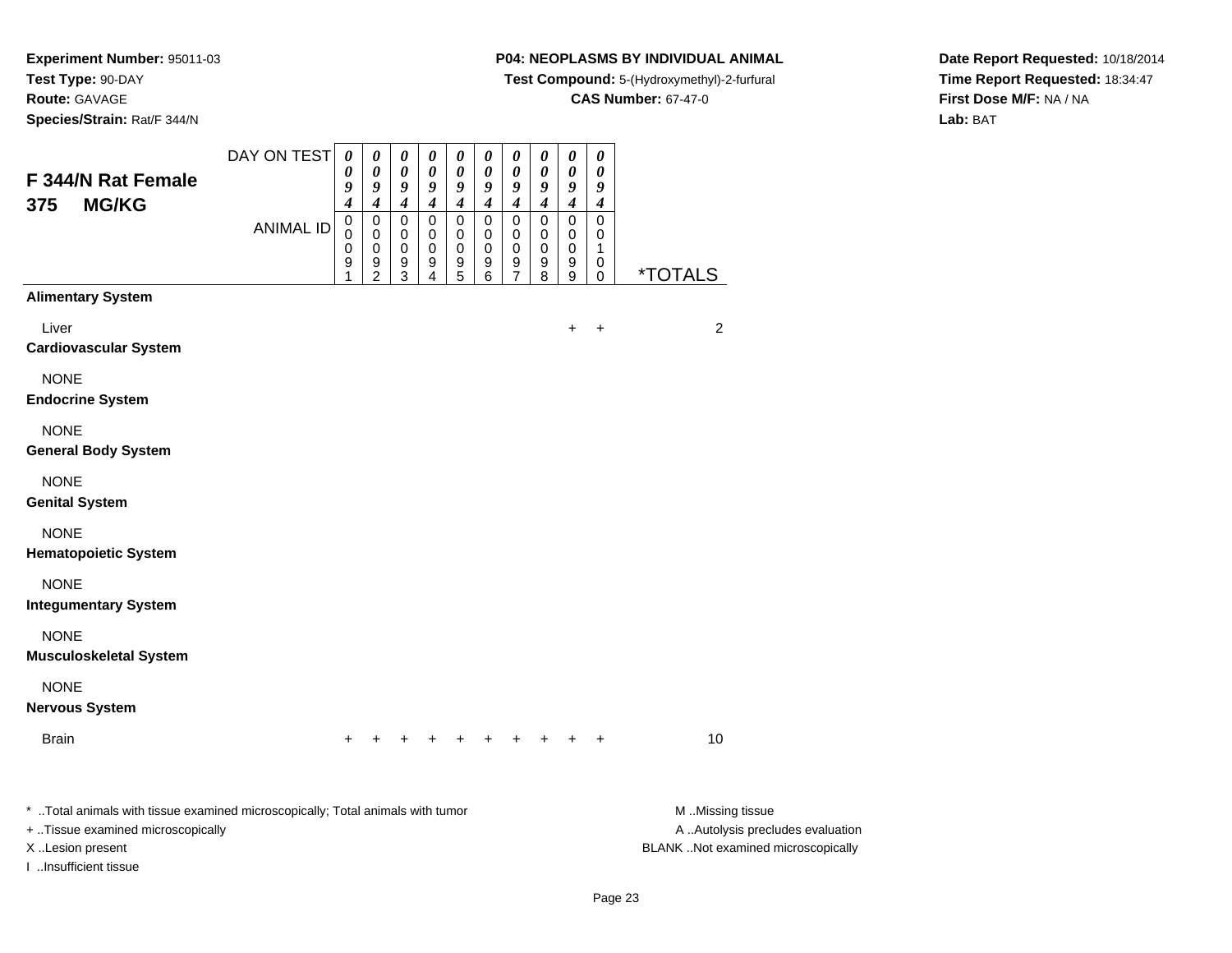**Experiment Number:** 95011-03
**Test Type:** 90-DAY
**Route:** GAVAGE
**Species/Strain:** Rat/F 344/N

**P04: NEOPLASMS BY INDIVIDUAL ANIMAL**
**Test Compound:** 5-(Hydroxymethyl)-2-furfural
**CAS Number:** 67-47-0

**Date Report Requested:** 10/18/2014
**Time Report Requested:** 18:34:47
**First Dose M/F:** NA / NA
**Lab:** BAT

## F 344/N Rat Female 375 MG/KG

| DAY ON TEST | 0094 | 0094 | 0094 | 0094 | 0094 | 0094 | 0094 | 0094 | 0094 | 0094 | |
|---|---|---|---|---|---|---|---|---|---|---|---|
| ANIMAL ID | 00091 | 00092 | 00093 | 00094 | 00095 | 00096 | 00097 | 00098 | 00099 | 00100 | *TOTALS |
| **Alimentary System** | | | | | | | | | | | |
| Liver | | | | | | | | | + | + | 2 |
| **Cardiovascular System** | | | | | | | | | | | |
| NONE | | | | | | | | | | | |
| **Endocrine System** | | | | | | | | | | | |
| NONE | | | | | | | | | | | |
| **General Body System** | | | | | | | | | | | |
| NONE | | | | | | | | | | | |
| **Genital System** | | | | | | | | | | | |
| NONE | | | | | | | | | | | |
| **Hematopoietic System** | | | | | | | | | | | |
| NONE | | | | | | | | | | | |
| **Integumentary System** | | | | | | | | | | | |
| NONE | | | | | | | | | | | |
| **Musculoskeletal System** | | | | | | | | | | | |
| NONE | | | | | | | | | | | |
| **Nervous System** | | | | | | | | | | | |
| Brain | + | + | + | + | + | + | + | + | + | + | 10 |

* ..Total animals with tissue examined microscopically; Total animals with tumor
+ ..Tissue examined microscopically
X ..Lesion present
I ..Insufficient tissue

M ..Missing tissue
A ..Autolysis precludes evaluation
BLANK ..Not examined microscopically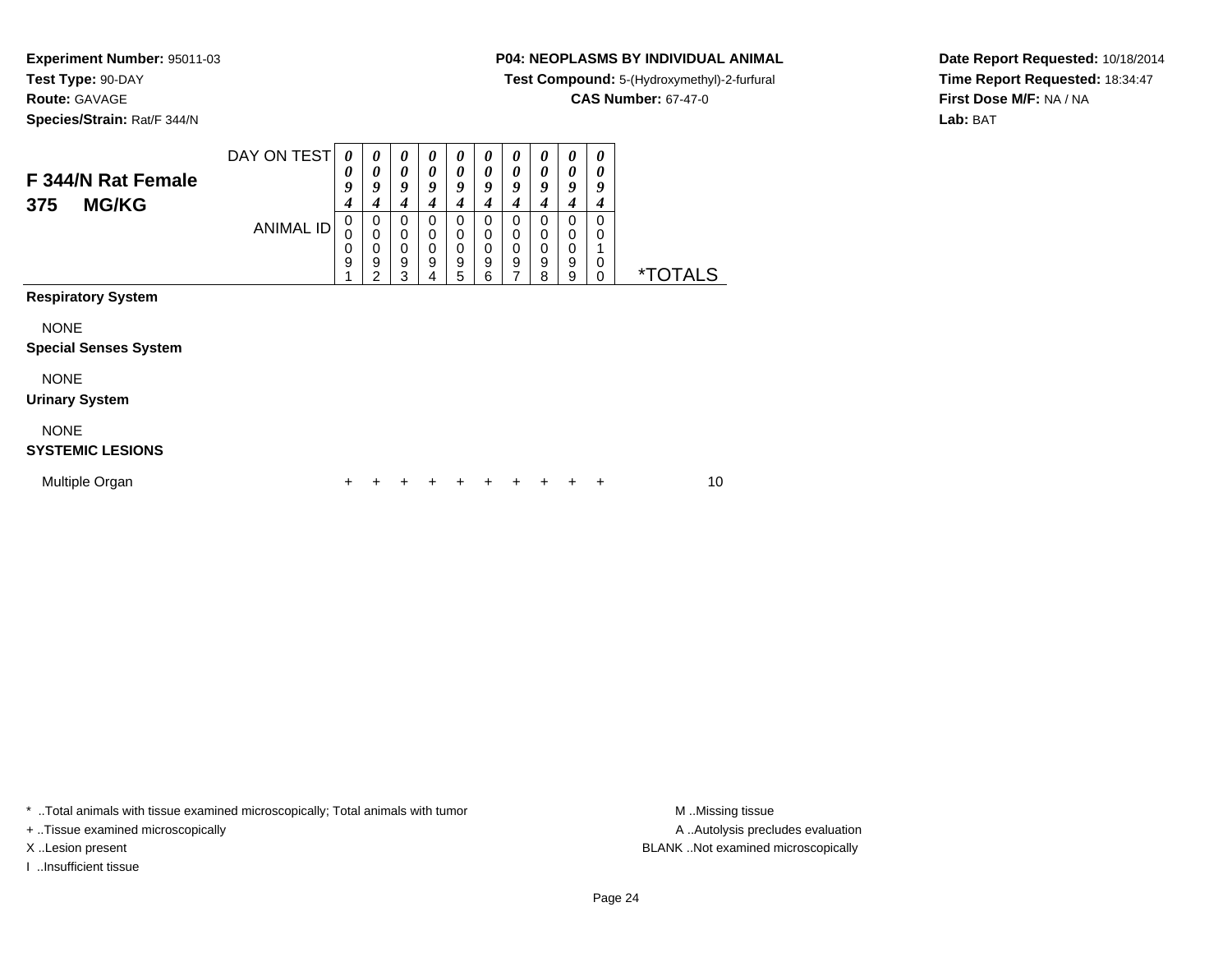**Experiment Number:** 95011-03
**Test Type:** 90-DAY
**Route:** GAVAGE
**Species/Strain:** Rat/F 344/N

**P04: NEOPLASMS BY INDIVIDUAL ANIMAL**
**Test Compound:** 5-(Hydroxymethyl)-2-furfural
**CAS Number:** 67-47-0

**Date Report Requested:** 10/18/2014
**Time Report Requested:** 18:34:47
**First Dose M/F:** NA / NA
**Lab:** BAT

## F 344/N Rat Female 375 MG/KG

| DAY ON TEST | 0094 | 0094 | 0094 | 0094 | 0094 | 0094 | 0094 | 0094 | 0094 | 0094 | |
|---|---|---|---|---|---|---|---|---|---|---|---|
| ANIMAL ID | 00091 | 00092 | 00093 | 00094 | 00095 | 00096 | 00097 | 00098 | 00099 | 00100 | *TOTALS |
| **Respiratory System** | | | | | | | | | | | |
| NONE | | | | | | | | | | | |
| **Special Senses System** | | | | | | | | | | | |
| NONE | | | | | | | | | | | |
| **Urinary System** | | | | | | | | | | | |
| NONE | | | | | | | | | | | |
| **SYSTEMIC LESIONS** | | | | | | | | | | | |
| Multiple Organ | + | + | + | + | + | + | + | + | + | + | 10 |

* ..Total animals with tissue examined microscopically; Total animals with tumor
+ ..Tissue examined microscopically
X ..Lesion present
I ..Insufficient tissue

M ..Missing tissue
A ..Autolysis precludes evaluation
BLANK ..Not examined microscopically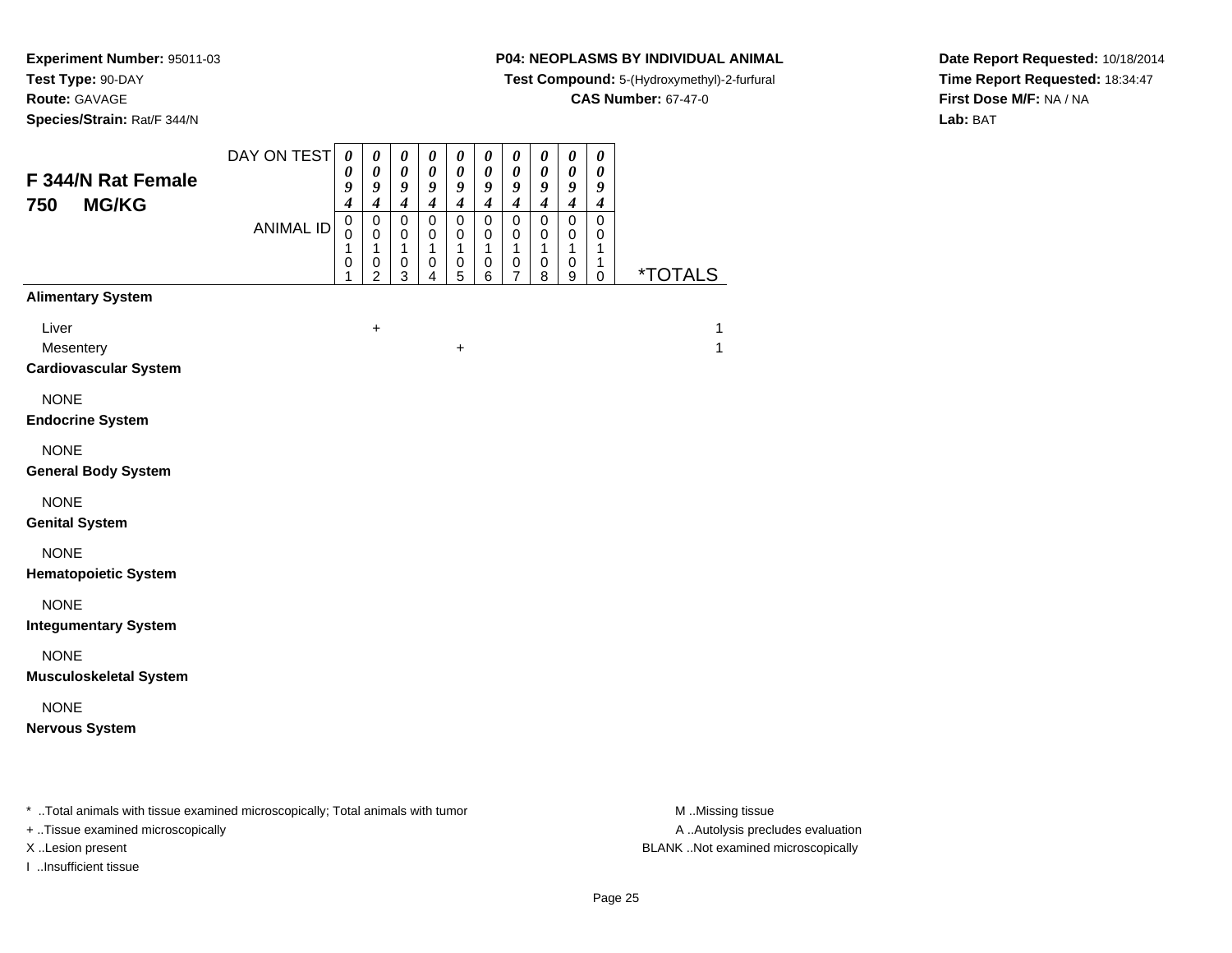**Experiment Number:** 95011-03
**Test Type:** 90-DAY
**Route:** GAVAGE
**Species/Strain:** Rat/F 344/N

**P04: NEOPLASMS BY INDIVIDUAL ANIMAL**
**Test Compound:** 5-(Hydroxymethyl)-2-furfural
**CAS Number:** 67-47-0

**Date Report Requested:** 10/18/2014
**Time Report Requested:** 18:34:47
**First Dose M/F:** NA / NA
**Lab:** BAT

## F 344/N Rat Female 750 MG/KG

| DAY ON TEST | 0094 | 0094 | 0094 | 0094 | 0094 | 0094 | 0094 | 0094 | 0094 | 0094 | |
|---|---|---|---|---|---|---|---|---|---|---|---|
| **ANIMAL ID** | 00101 | 00102 | 00103 | 00104 | 00105 | 00106 | 00107 | 00108 | 00109 | 00110 | ***TOTALS** |
| **Alimentary System** | | | | | | | | | | | |
| Liver | | + | | | | | | | | | 1 |
| Mesentery | | | | | + | | | | | | 1 |
| **Cardiovascular System** | | | | | | | | | | | |
| NONE | | | | | | | | | | | |
| **Endocrine System** | | | | | | | | | | | |
| NONE | | | | | | | | | | | |
| **General Body System** | | | | | | | | | | | |
| NONE | | | | | | | | | | | |
| **Genital System** | | | | | | | | | | | |
| NONE | | | | | | | | | | | |
| **Hematopoietic System** | | | | | | | | | | | |
| NONE | | | | | | | | | | | |
| **Integumentary System** | | | | | | | | | | | |
| NONE | | | | | | | | | | | |
| **Musculoskeletal System** | | | | | | | | | | | |
| NONE | | | | | | | | | | | |
| **Nervous System** | | | | | | | | | | | |

* ..Total animals with tissue examined microscopically; Total animals with tumor
+ ..Tissue examined microscopically
X ..Lesion present
I ..Insufficient tissue

M ..Missing tissue
A ..Autolysis precludes evaluation
BLANK ..Not examined microscopically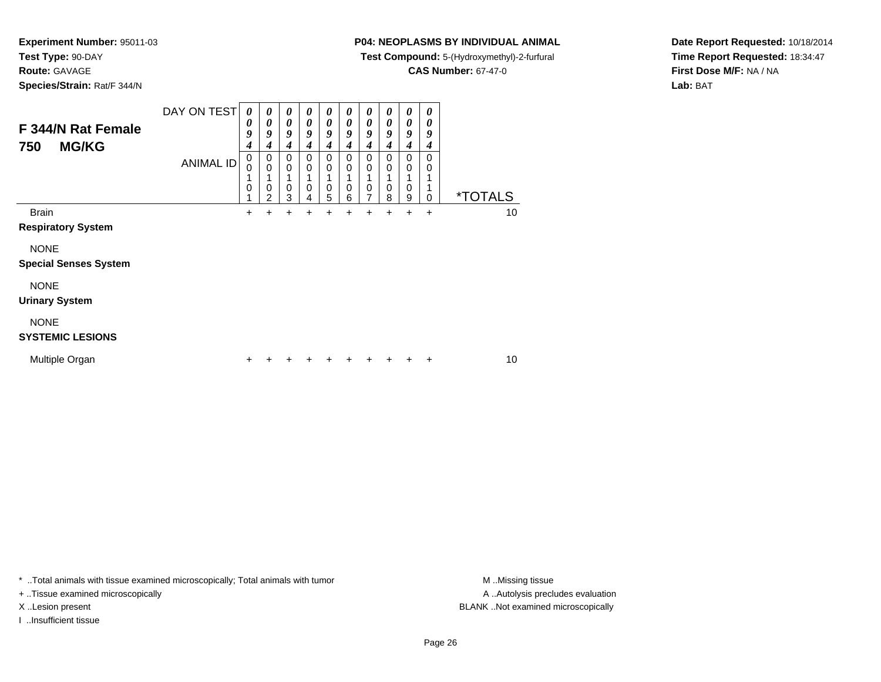**Experiment Number:** 95011-03
**Test Type:** 90-DAY
**Route:** GAVAGE
**Species/Strain:** Rat/F 344/N

**P04: NEOPLASMS BY INDIVIDUAL ANIMAL**
**Test Compound:** 5-(Hydroxymethyl)-2-furfural
**CAS Number:** 67-47-0

**Date Report Requested:** 10/18/2014
**Time Report Requested:** 18:34:47
**First Dose M/F:** NA / NA
**Lab:** BAT

## F 344/N Rat Female 750 MG/KG

| DAY ON TEST | 0094 | 0094 | 0094 | 0094 | 0094 | 0094 | 0094 | 0094 | 0094 | 0094 | |
|---|---|---|---|---|---|---|---|---|---|---|---|
| ANIMAL ID | 00101 | 00102 | 00103 | 00104 | 00105 | 00106 | 00107 | 00108 | 00109 | 00110 | *TOTALS |
| Brain | + | + | + | + | + | + | + | + | + | + | 10 |
| **Respiratory System** | | | | | | | | | | | |
| NONE | | | | | | | | | | | |
| **Special Senses System** | | | | | | | | | | | |
| NONE | | | | | | | | | | | |
| **Urinary System** | | | | | | | | | | | |
| NONE | | | | | | | | | | | |
| **SYSTEMIC LESIONS** | | | | | | | | | | | |
| Multiple Organ | + | + | + | + | + | + | + | + | + | + | 10 |

* ..Total animals with tissue examined microscopically; Total animals with tumor
+ ..Tissue examined microscopically
X ..Lesion present
I ..Insufficient tissue

M ..Missing tissue
A ..Autolysis precludes evaluation
BLANK ..Not examined microscopically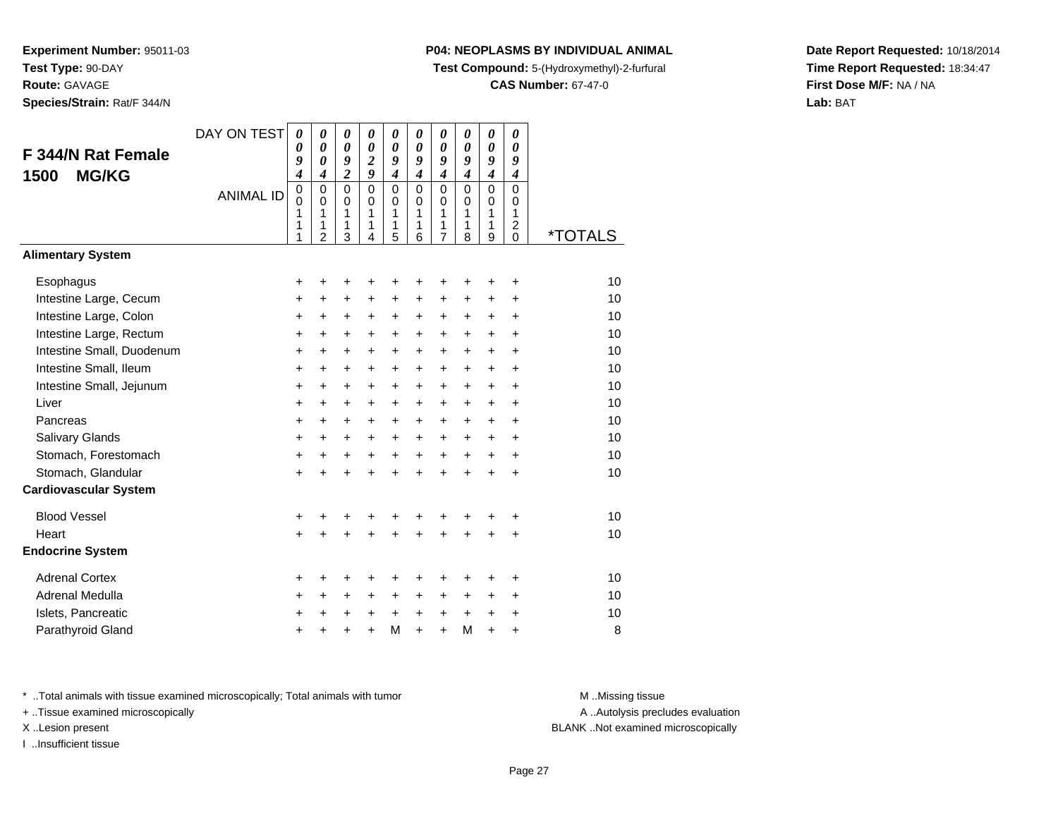**Experiment Number:** 95011-03
**Test Type:** 90-DAY
**Route:** GAVAGE
**Species/Strain:** Rat/F 344/N

**P04: NEOPLASMS BY INDIVIDUAL ANIMAL**
**Test Compound:** 5-(Hydroxymethyl)-2-furfural
**CAS Number:** 67-47-0

**Date Report Requested:** 10/18/2014
**Time Report Requested:** 18:34:47
**First Dose M/F:** NA / NA
**Lab:** BAT

## F 344/N Rat Female 1500 MG/KG

| DAY ON TEST | 0094 | 0004 | 0092 | 0029 | 0094 | 0094 | 0094 | 0094 | 0094 | 0094 | |
|---|---|---|---|---|---|---|---|---|---|---|---|
| **ANIMAL ID** | 00111 | 00112 | 00113 | 00114 | 00115 | 00116 | 00117 | 00118 | 00119 | 00120 | ***TOTALS** |
| **Alimentary System** | | | | | | | | | | | |
| Esophagus | + | + | + | + | + | + | + | + | + | + | 10 |
| Intestine Large, Cecum | + | + | + | + | + | + | + | + | + | + | 10 |
| Intestine Large, Colon | + | + | + | + | + | + | + | + | + | + | 10 |
| Intestine Large, Rectum | + | + | + | + | + | + | + | + | + | + | 10 |
| Intestine Small, Duodenum | + | + | + | + | + | + | + | + | + | + | 10 |
| Intestine Small, Ileum | + | + | + | + | + | + | + | + | + | + | 10 |
| Intestine Small, Jejunum | + | + | + | + | + | + | + | + | + | + | 10 |
| Liver | + | + | + | + | + | + | + | + | + | + | 10 |
| Pancreas | + | + | + | + | + | + | + | + | + | + | 10 |
| Salivary Glands | + | + | + | + | + | + | + | + | + | + | 10 |
| Stomach, Forestomach | + | + | + | + | + | + | + | + | + | + | 10 |
| Stomach, Glandular | + | + | + | + | + | + | + | + | + | + | 10 |
| **Cardiovascular System** | | | | | | | | | | | |
| Blood Vessel | + | + | + | + | + | + | + | + | + | + | 10 |
| Heart | + | + | + | + | + | + | + | + | + | + | 10 |
| **Endocrine System** | | | | | | | | | | | |
| Adrenal Cortex | + | + | + | + | + | + | + | + | + | + | 10 |
| Adrenal Medulla | + | + | + | + | + | + | + | + | + | + | 10 |
| Islets, Pancreatic | + | + | + | + | + | + | + | + | + | + | 10 |
| Parathyroid Gland | + | + | + | + | M | + | + | M | + | + | 8 |

* ..Total animals with tissue examined microscopically; Total animals with tumor
+ ..Tissue examined microscopically
X ..Lesion present
I ..Insufficient tissue

M ..Missing tissue
A ..Autolysis precludes evaluation
BLANK ..Not examined microscopically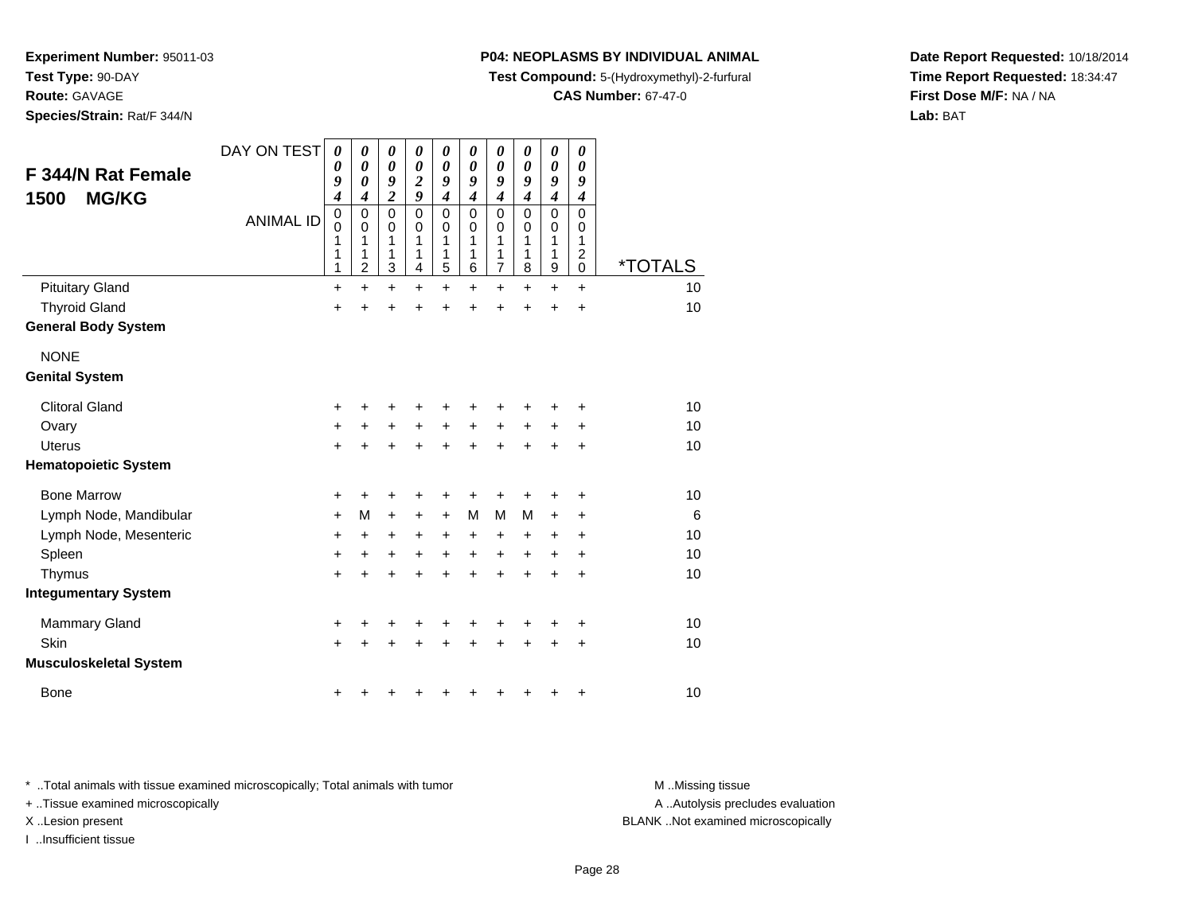**Experiment Number:** 95011-03
**Test Type:** 90-DAY
**Route:** GAVAGE
**Species/Strain:** Rat/F 344/N

**P04: NEOPLASMS BY INDIVIDUAL ANIMAL**
**Test Compound:** 5-(Hydroxymethyl)-2-furfural
**CAS Number:** 67-47-0

**Date Report Requested:** 10/18/2014
**Time Report Requested:** 18:34:47
**First Dose M/F:** NA / NA
**Lab:** BAT

## F 344/N Rat Female 1500 MG/KG

| DAY ON TEST | 0094 | 0004 | 0092 | 0029 | 0094 | 0094 | 0094 | 0094 | 0094 | 0094 | |
|---|---|---|---|---|---|---|---|---|---|---|---|
| ANIMAL ID | 00111 | 00112 | 00113 | 00114 | 00115 | 00116 | 00117 | 00118 | 00119 | 00120 | *TOTALS |
| Pituitary Gland | + | + | + | + | + | + | + | + | + | + | 10 |
| Thyroid Gland | + | + | + | + | + | + | + | + | + | + | 10 |
| **General Body System** | | | | | | | | | | | |
| NONE | | | | | | | | | | | |
| **Genital System** | | | | | | | | | | | |
| Clitoral Gland | + | + | + | + | + | + | + | + | + | + | 10 |
| Ovary | + | + | + | + | + | + | + | + | + | + | 10 |
| Uterus | + | + | + | + | + | + | + | + | + | + | 10 |
| **Hematopoietic System** | | | | | | | | | | | |
| Bone Marrow | + | + | + | + | + | + | + | + | + | + | 10 |
| Lymph Node, Mandibular | + | M | + | + | + | M | M | M | + | + | 6 |
| Lymph Node, Mesenteric | + | + | + | + | + | + | + | + | + | + | 10 |
| Spleen | + | + | + | + | + | + | + | + | + | + | 10 |
| Thymus | + | + | + | + | + | + | + | + | + | + | 10 |
| **Integumentary System** | | | | | | | | | | | |
| Mammary Gland | + | + | + | + | + | + | + | + | + | + | 10 |
| Skin | + | + | + | + | + | + | + | + | + | + | 10 |
| **Musculoskeletal System** | | | | | | | | | | | |
| Bone | + | + | + | + | + | + | + | + | + | + | 10 |

* ..Total animals with tissue examined microscopically; Total animals with tumor
+ ..Tissue examined microscopically
X ..Lesion present
I ..Insufficient tissue

M ..Missing tissue
A ..Autolysis precludes evaluation
BLANK ..Not examined microscopically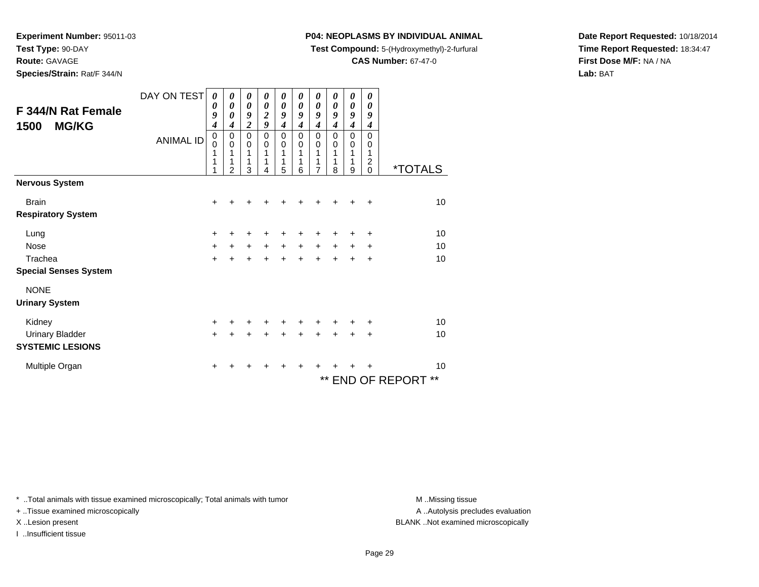**Experiment Number:** 95011-03
**Test Type:** 90-DAY
**Route:** GAVAGE
**Species/Strain:** Rat/F 344/N

**P04: NEOPLASMS BY INDIVIDUAL ANIMAL**
**Test Compound:** 5-(Hydroxymethyl)-2-furfural
**CAS Number:** 67-47-0

**Date Report Requested:** 10/18/2014
**Time Report Requested:** 18:34:47
**First Dose M/F:** NA / NA
**Lab:** BAT

## F 344/N Rat Female 1500 MG/KG

| DAY ON TEST | 0094 | 0004 | 0092 | 0029 | 0094 | 0094 | 0094 | 0094 | 0094 | 0094 | |
|---|---|---|---|---|---|---|---|---|---|---|---|
| ANIMAL ID | 00111 | 00112 | 00113 | 00114 | 00115 | 00116 | 00117 | 00118 | 00119 | 00120 | *TOTALS |
| **Nervous System** | | | | | | | | | | | |
| Brain | + | + | + | + | + | + | + | + | + | + | 10 |
| **Respiratory System** | | | | | | | | | | | |
| Lung | + | + | + | + | + | + | + | + | + | + | 10 |
| Nose | + | + | + | + | + | + | + | + | + | + | 10 |
| Trachea | + | + | + | + | + | + | + | + | + | + | 10 |
| **Special Senses System** | | | | | | | | | | | |
| NONE | | | | | | | | | | | |
| **Urinary System** | | | | | | | | | | | |
| Kidney | + | + | + | + | + | + | + | + | + | + | 10 |
| Urinary Bladder | + | + | + | + | + | + | + | + | + | + | 10 |
| **SYSTEMIC LESIONS** | | | | | | | | | | | |
| Multiple Organ | + | + | + | + | + | + | + | + | + | + | 10 |

** END OF REPORT **

* ..Total animals with tissue examined microscopically; Total animals with tumor
+ ..Tissue examined microscopically
X ..Lesion present
I ..Insufficient tissue

M ..Missing tissue
A ..Autolysis precludes evaluation
BLANK ..Not examined microscopically